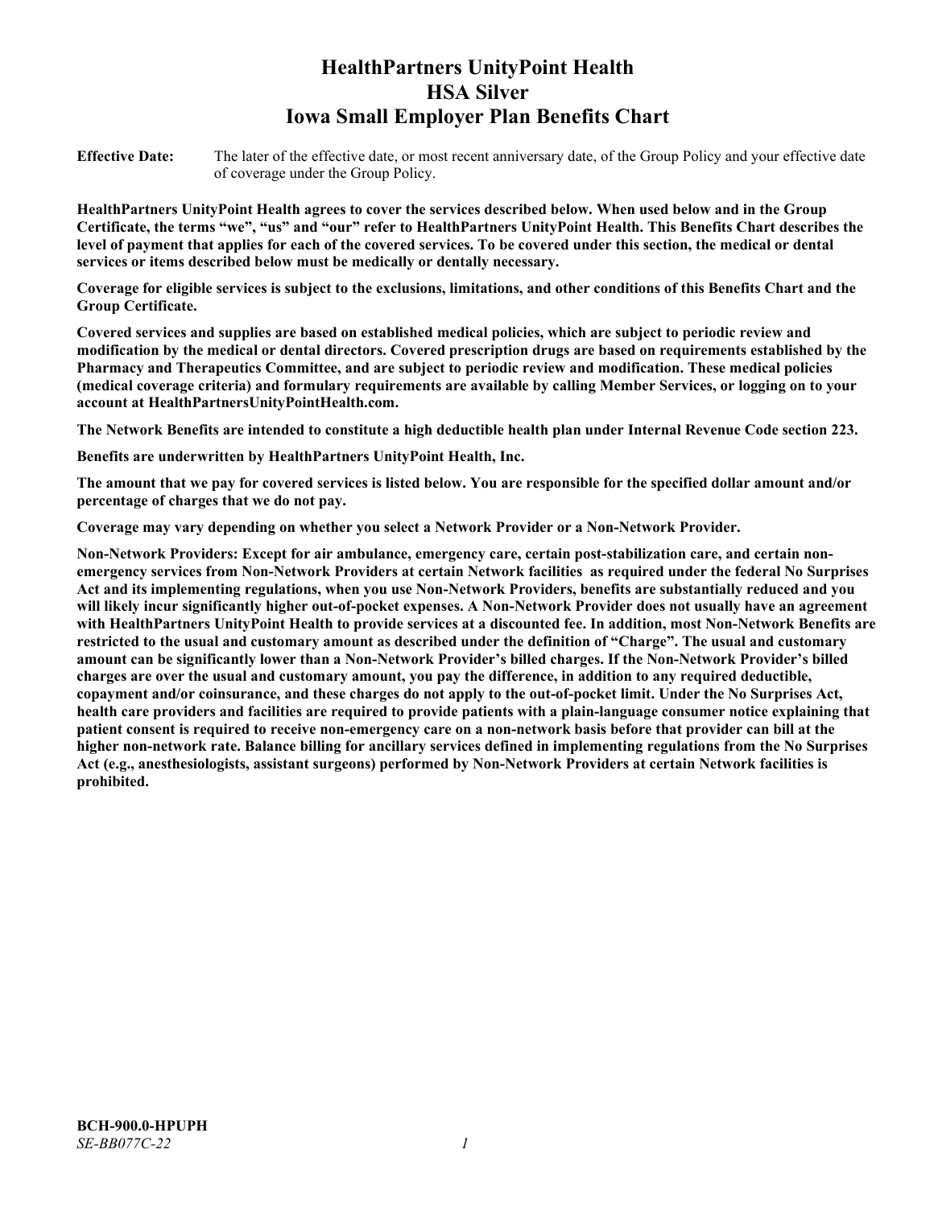# HealthPartners UnityPoint Health
# HSA Silver
# Iowa Small Employer Plan Benefits Chart

**Effective Date:** The later of the effective date, or most recent anniversary date, of the Group Policy and your effective date of coverage under the Group Policy.

**HealthPartners UnityPoint Health agrees to cover the services described below. When used below and in the Group Certificate, the terms "we", "us" and "our" refer to HealthPartners UnityPoint Health. This Benefits Chart describes the level of payment that applies for each of the covered services. To be covered under this section, the medical or dental services or items described below must be medically or dentally necessary.**

**Coverage for eligible services is subject to the exclusions, limitations, and other conditions of this Benefits Chart and the Group Certificate.**

**Covered services and supplies are based on established medical policies, which are subject to periodic review and modification by the medical or dental directors. Covered prescription drugs are based on requirements established by the Pharmacy and Therapeutics Committee, and are subject to periodic review and modification. These medical policies (medical coverage criteria) and formulary requirements are available by calling Member Services, or logging on to your account at HealthPartnersUnityPointHealth.com.**

**The Network Benefits are intended to constitute a high deductible health plan under Internal Revenue Code section 223.**

**Benefits are underwritten by HealthPartners UnityPoint Health, Inc.**

**The amount that we pay for covered services is listed below. You are responsible for the specified dollar amount and/or percentage of charges that we do not pay.**

**Coverage may vary depending on whether you select a Network Provider or a Non-Network Provider.**

**Non-Network Providers: Except for air ambulance, emergency care, certain post-stabilization care, and certain non-emergency services from Non-Network Providers at certain Network facilities as required under the federal No Surprises Act and its implementing regulations, when you use Non-Network Providers, benefits are substantially reduced and you will likely incur significantly higher out-of-pocket expenses. A Non-Network Provider does not usually have an agreement with HealthPartners UnityPoint Health to provide services at a discounted fee. In addition, most Non-Network Benefits are restricted to the usual and customary amount as described under the definition of "Charge". The usual and customary amount can be significantly lower than a Non-Network Provider's billed charges. If the Non-Network Provider's billed charges are over the usual and customary amount, you pay the difference, in addition to any required deductible, copayment and/or coinsurance, and these charges do not apply to the out-of-pocket limit. Under the No Surprises Act, health care providers and facilities are required to provide patients with a plain-language consumer notice explaining that patient consent is required to receive non-emergency care on a non-network basis before that provider can bill at the higher non-network rate. Balance billing for ancillary services defined in implementing regulations from the No Surprises Act (e.g., anesthesiologists, assistant surgeons) performed by Non-Network Providers at certain Network facilities is prohibited.**

**BCH-900.0-HPUPH**
*SE-BB077C-22*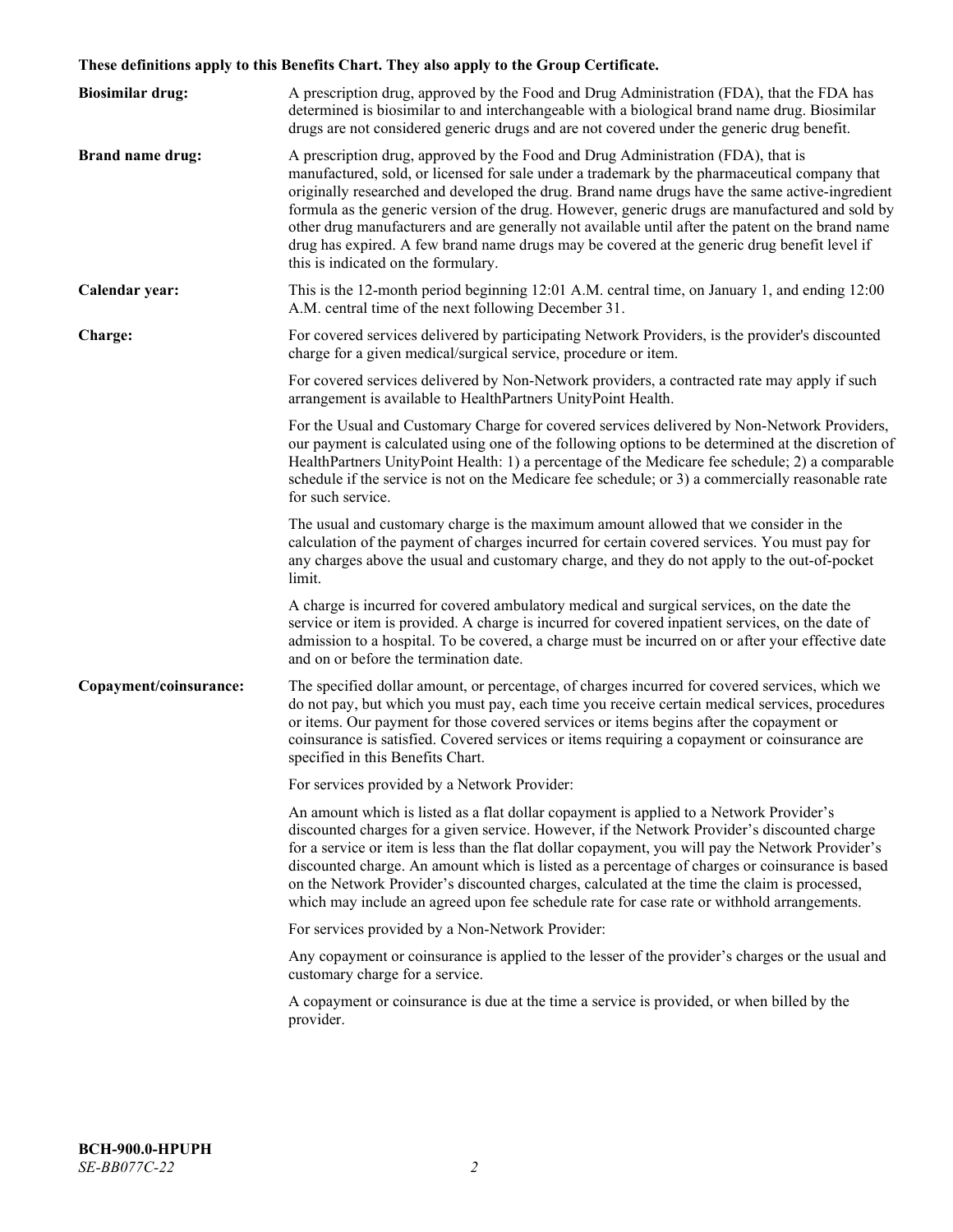**These definitions apply to this Benefits Chart. They also apply to the Group Certificate.**

**Biosimilar drug:** A prescription drug, approved by the Food and Drug Administration (FDA), that the FDA has determined is biosimilar to and interchangeable with a biological brand name drug. Biosimilar drugs are not considered generic drugs and are not covered under the generic drug benefit.

**Brand name drug:** A prescription drug, approved by the Food and Drug Administration (FDA), that is manufactured, sold, or licensed for sale under a trademark by the pharmaceutical company that originally researched and developed the drug. Brand name drugs have the same active-ingredient formula as the generic version of the drug. However, generic drugs are manufactured and sold by other drug manufacturers and are generally not available until after the patent on the brand name drug has expired. A few brand name drugs may be covered at the generic drug benefit level if this is indicated on the formulary.

**Calendar year:** This is the 12-month period beginning 12:01 A.M. central time, on January 1, and ending 12:00 A.M. central time of the next following December 31.

**Charge:** For covered services delivered by participating Network Providers, is the provider's discounted charge for a given medical/surgical service, procedure or item.

For covered services delivered by Non-Network providers, a contracted rate may apply if such arrangement is available to HealthPartners UnityPoint Health.

For the Usual and Customary Charge for covered services delivered by Non-Network Providers, our payment is calculated using one of the following options to be determined at the discretion of HealthPartners UnityPoint Health: 1) a percentage of the Medicare fee schedule; 2) a comparable schedule if the service is not on the Medicare fee schedule; or 3) a commercially reasonable rate for such service.

The usual and customary charge is the maximum amount allowed that we consider in the calculation of the payment of charges incurred for certain covered services. You must pay for any charges above the usual and customary charge, and they do not apply to the out-of-pocket limit.

A charge is incurred for covered ambulatory medical and surgical services, on the date the service or item is provided. A charge is incurred for covered inpatient services, on the date of admission to a hospital. To be covered, a charge must be incurred on or after your effective date and on or before the termination date.

**Copayment/coinsurance:** The specified dollar amount, or percentage, of charges incurred for covered services, which we do not pay, but which you must pay, each time you receive certain medical services, procedures or items. Our payment for those covered services or items begins after the copayment or coinsurance is satisfied. Covered services or items requiring a copayment or coinsurance are specified in this Benefits Chart.

For services provided by a Network Provider:

An amount which is listed as a flat dollar copayment is applied to a Network Provider's discounted charges for a given service. However, if the Network Provider's discounted charge for a service or item is less than the flat dollar copayment, you will pay the Network Provider's discounted charge. An amount which is listed as a percentage of charges or coinsurance is based on the Network Provider's discounted charges, calculated at the time the claim is processed, which may include an agreed upon fee schedule rate for case rate or withhold arrangements.

For services provided by a Non-Network Provider:

Any copayment or coinsurance is applied to the lesser of the provider's charges or the usual and customary charge for a service.

A copayment or coinsurance is due at the time a service is provided, or when billed by the provider.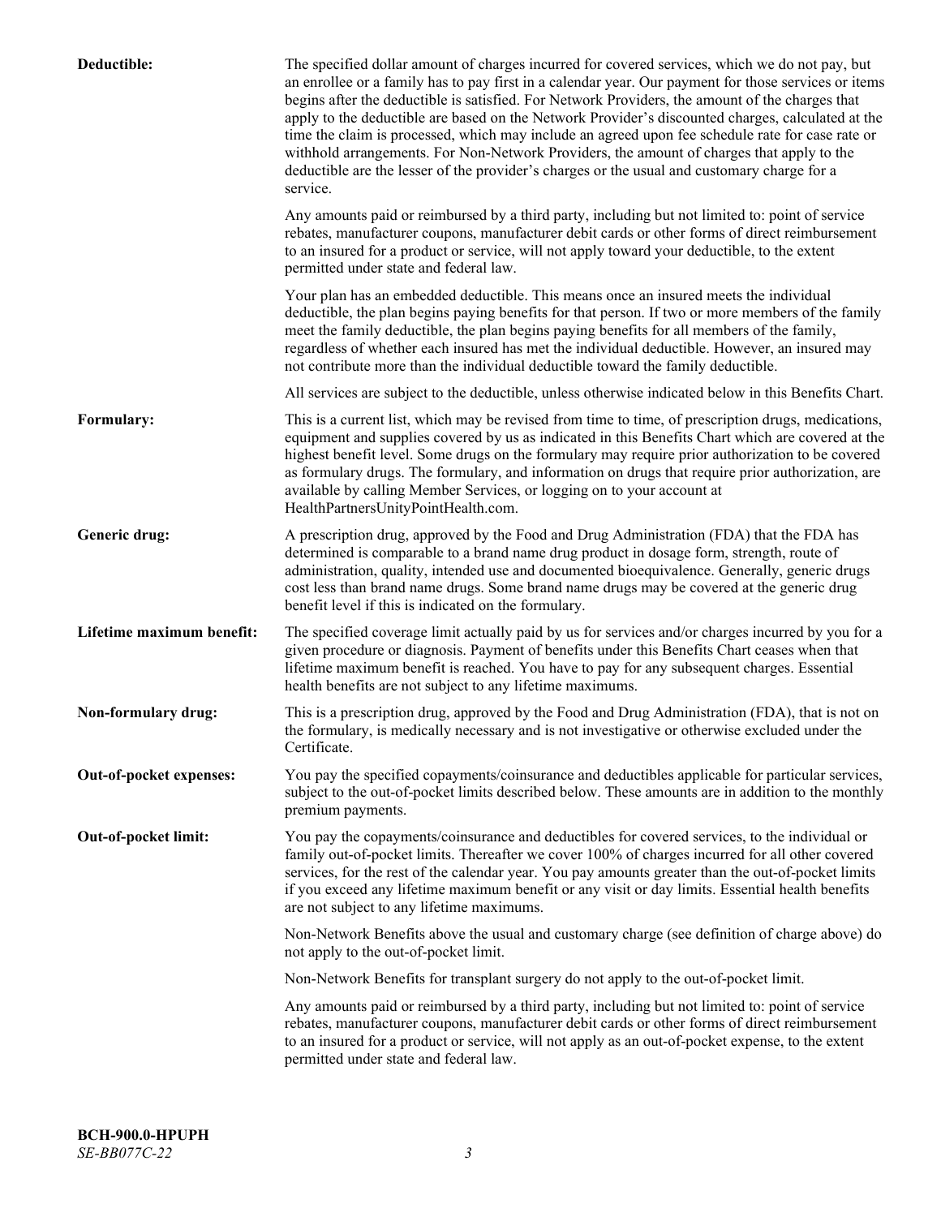**Deductible:** The specified dollar amount of charges incurred for covered services, which we do not pay, but an enrollee or a family has to pay first in a calendar year. Our payment for those services or items begins after the deductible is satisfied. For Network Providers, the amount of the charges that apply to the deductible are based on the Network Provider's discounted charges, calculated at the time the claim is processed, which may include an agreed upon fee schedule rate for case rate or withhold arrangements. For Non-Network Providers, the amount of charges that apply to the deductible are the lesser of the provider's charges or the usual and customary charge for a service.

Any amounts paid or reimbursed by a third party, including but not limited to: point of service rebates, manufacturer coupons, manufacturer debit cards or other forms of direct reimbursement to an insured for a product or service, will not apply toward your deductible, to the extent permitted under state and federal law.

Your plan has an embedded deductible. This means once an insured meets the individual deductible, the plan begins paying benefits for that person. If two or more members of the family meet the family deductible, the plan begins paying benefits for all members of the family, regardless of whether each insured has met the individual deductible. However, an insured may not contribute more than the individual deductible toward the family deductible.

All services are subject to the deductible, unless otherwise indicated below in this Benefits Chart.

**Formulary:** This is a current list, which may be revised from time to time, of prescription drugs, medications, equipment and supplies covered by us as indicated in this Benefits Chart which are covered at the highest benefit level. Some drugs on the formulary may require prior authorization to be covered as formulary drugs. The formulary, and information on drugs that require prior authorization, are available by calling Member Services, or logging on to your account at HealthPartnersUnityPointHealth.com.

**Generic drug:** A prescription drug, approved by the Food and Drug Administration (FDA) that the FDA has determined is comparable to a brand name drug product in dosage form, strength, route of administration, quality, intended use and documented bioequivalence. Generally, generic drugs cost less than brand name drugs. Some brand name drugs may be covered at the generic drug benefit level if this is indicated on the formulary.

**Lifetime maximum benefit:** The specified coverage limit actually paid by us for services and/or charges incurred by you for a given procedure or diagnosis. Payment of benefits under this Benefits Chart ceases when that lifetime maximum benefit is reached. You have to pay for any subsequent charges. Essential health benefits are not subject to any lifetime maximums.

**Non-formulary drug:** This is a prescription drug, approved by the Food and Drug Administration (FDA), that is not on the formulary, is medically necessary and is not investigative or otherwise excluded under the Certificate.

**Out-of-pocket expenses:** You pay the specified copayments/coinsurance and deductibles applicable for particular services, subject to the out-of-pocket limits described below. These amounts are in addition to the monthly premium payments.

**Out-of-pocket limit:** You pay the copayments/coinsurance and deductibles for covered services, to the individual or family out-of-pocket limits. Thereafter we cover 100% of charges incurred for all other covered services, for the rest of the calendar year. You pay amounts greater than the out-of-pocket limits if you exceed any lifetime maximum benefit or any visit or day limits. Essential health benefits are not subject to any lifetime maximums.

Non-Network Benefits above the usual and customary charge (see definition of charge above) do not apply to the out-of-pocket limit.

Non-Network Benefits for transplant surgery do not apply to the out-of-pocket limit.

Any amounts paid or reimbursed by a third party, including but not limited to: point of service rebates, manufacturer coupons, manufacturer debit cards or other forms of direct reimbursement to an insured for a product or service, will not apply as an out-of-pocket expense, to the extent permitted under state and federal law.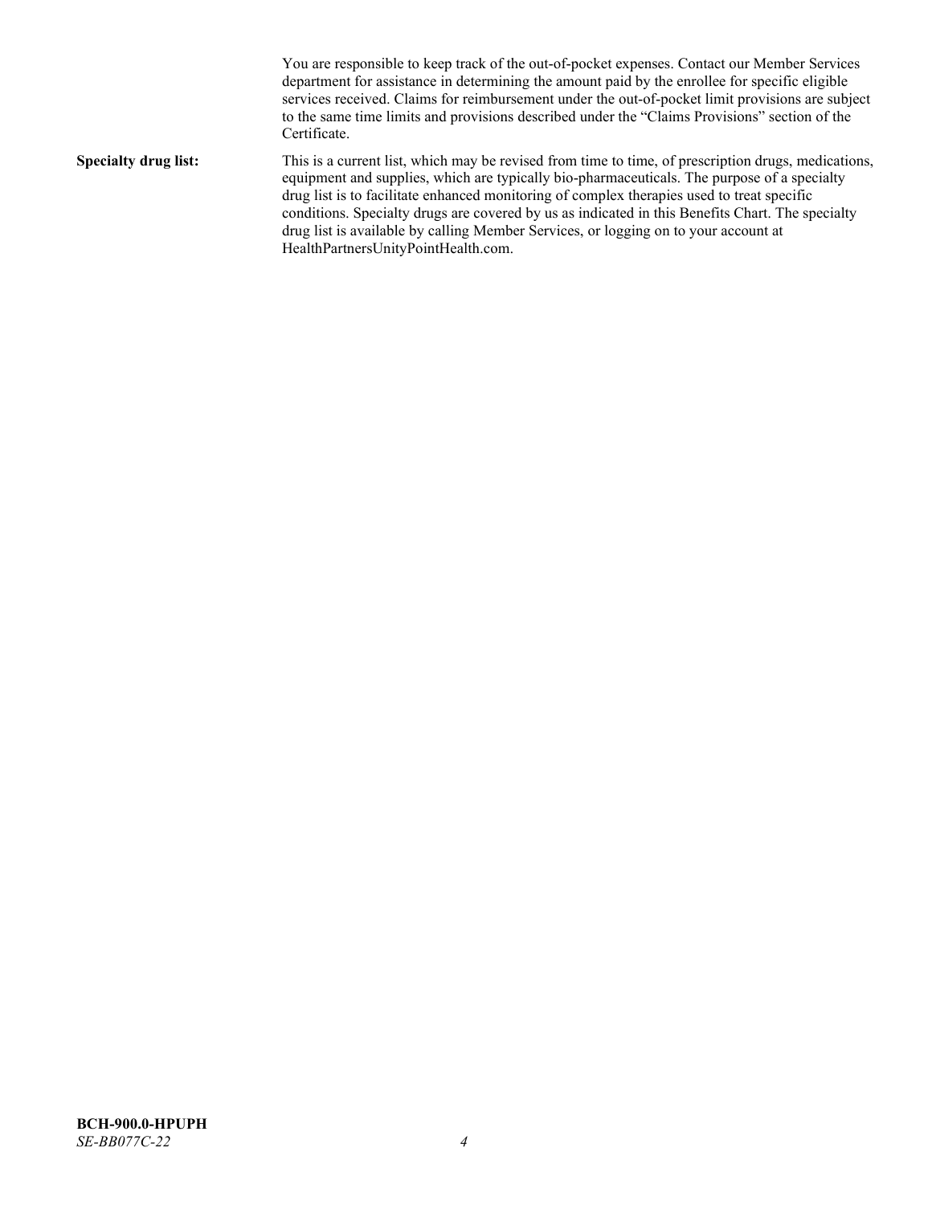You are responsible to keep track of the out-of-pocket expenses. Contact our Member Services department for assistance in determining the amount paid by the enrollee for specific eligible services received. Claims for reimbursement under the out-of-pocket limit provisions are subject to the same time limits and provisions described under the "Claims Provisions" section of the Certificate.

**Specialty drug list:** This is a current list, which may be revised from time to time, of prescription drugs, medications, equipment and supplies, which are typically bio-pharmaceuticals. The purpose of a specialty drug list is to facilitate enhanced monitoring of complex therapies used to treat specific conditions. Specialty drugs are covered by us as indicated in this Benefits Chart. The specialty drug list is available by calling Member Services, or logging on to your account at HealthPartnersUnityPointHealth.com.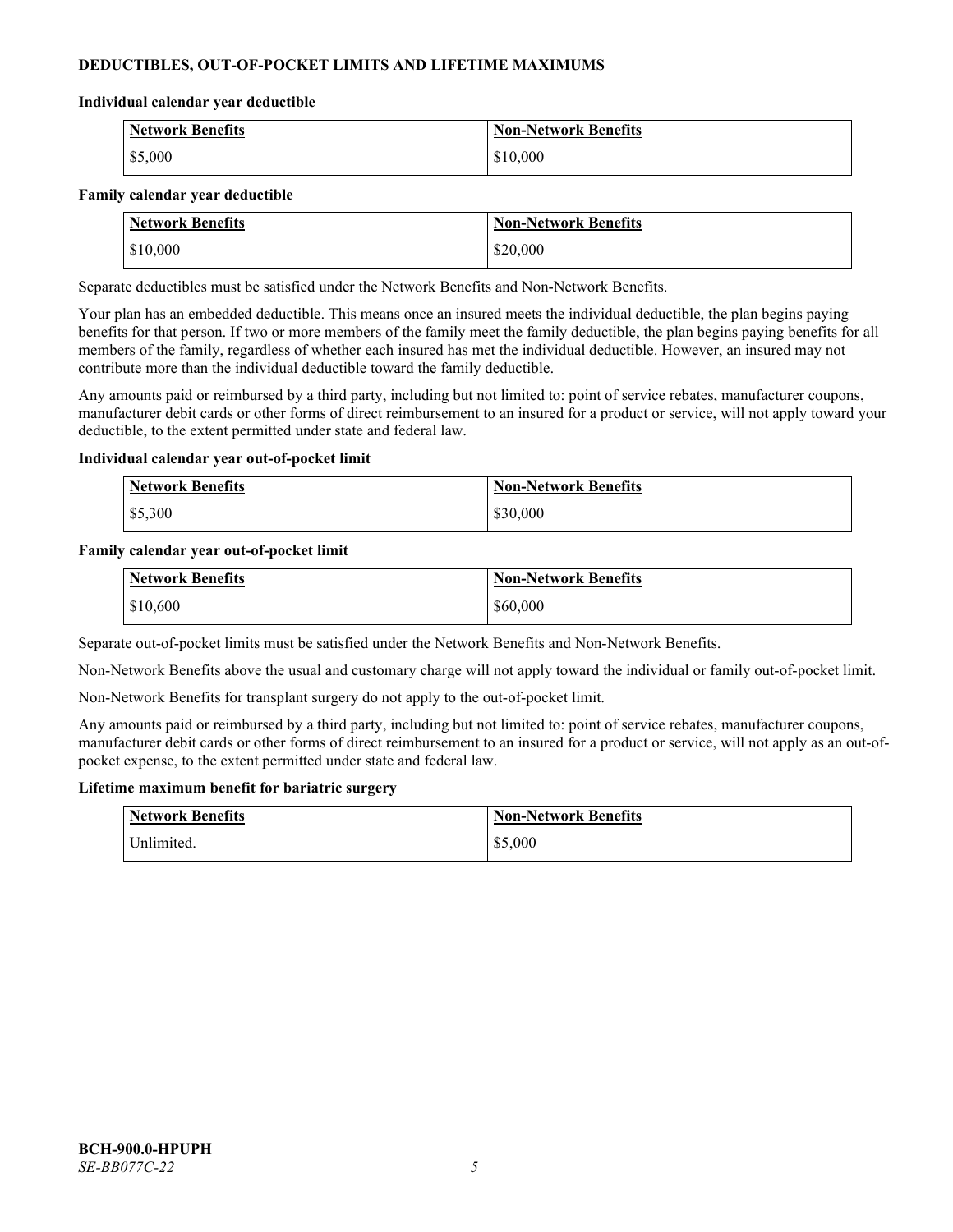## DEDUCTIBLES, OUT-OF-POCKET LIMITS AND LIFETIME MAXIMUMS

### Individual calendar year deductible

| Network Benefits | Non-Network Benefits |
|---|---|
| $5,000 | $10,000 |

### Family calendar year deductible

| Network Benefits | Non-Network Benefits |
|---|---|
| $10,000 | $20,000 |

Separate deductibles must be satisfied under the Network Benefits and Non-Network Benefits.

Your plan has an embedded deductible. This means once an insured meets the individual deductible, the plan begins paying benefits for that person. If two or more members of the family meet the family deductible, the plan begins paying benefits for all members of the family, regardless of whether each insured has met the individual deductible. However, an insured may not contribute more than the individual deductible toward the family deductible.

Any amounts paid or reimbursed by a third party, including but not limited to: point of service rebates, manufacturer coupons, manufacturer debit cards or other forms of direct reimbursement to an insured for a product or service, will not apply toward your deductible, to the extent permitted under state and federal law.

### Individual calendar year out-of-pocket limit

| Network Benefits | Non-Network Benefits |
|---|---|
| $5,300 | $30,000 |

### Family calendar year out-of-pocket limit

| Network Benefits | Non-Network Benefits |
|---|---|
| $10,600 | $60,000 |

Separate out-of-pocket limits must be satisfied under the Network Benefits and Non-Network Benefits.

Non-Network Benefits above the usual and customary charge will not apply toward the individual or family out-of-pocket limit.

Non-Network Benefits for transplant surgery do not apply to the out-of-pocket limit.

Any amounts paid or reimbursed by a third party, including but not limited to: point of service rebates, manufacturer coupons, manufacturer debit cards or other forms of direct reimbursement to an insured for a product or service, will not apply as an out-of-pocket expense, to the extent permitted under state and federal law.

### Lifetime maximum benefit for bariatric surgery

| Network Benefits | Non-Network Benefits |
|---|---|
| Unlimited. | $5,000 |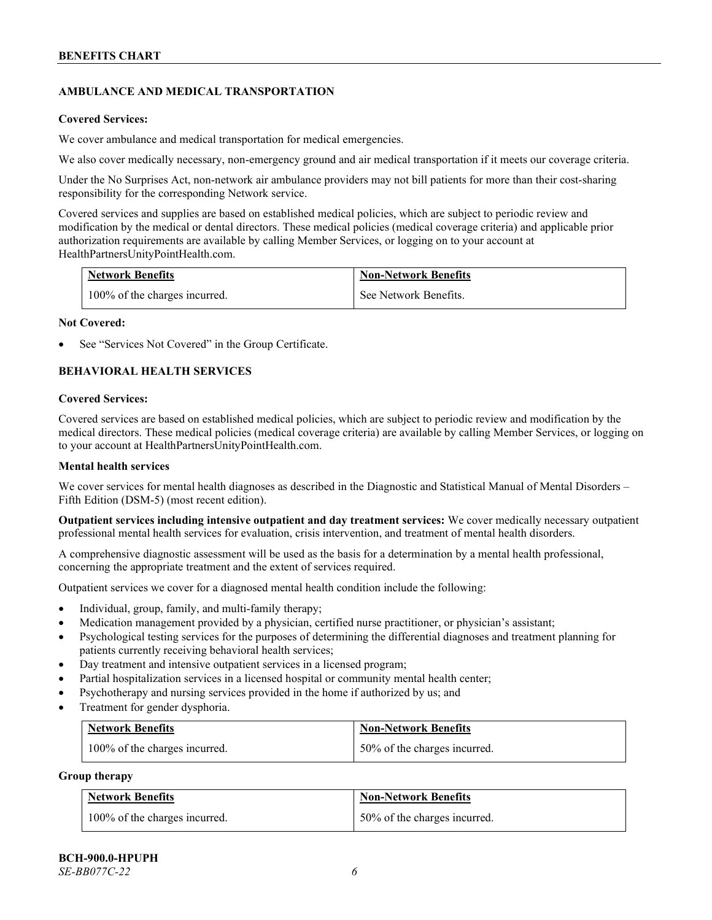## AMBULANCE AND MEDICAL TRANSPORTATION

**Covered Services:**

We cover ambulance and medical transportation for medical emergencies.

We also cover medically necessary, non-emergency ground and air medical transportation if it meets our coverage criteria.

Under the No Surprises Act, non-network air ambulance providers may not bill patients for more than their cost-sharing responsibility for the corresponding Network service.

Covered services and supplies are based on established medical policies, which are subject to periodic review and modification by the medical or dental directors. These medical policies (medical coverage criteria) and applicable prior authorization requirements are available by calling Member Services, or logging on to your account at HealthPartnersUnityPointHealth.com.

| Network Benefits | Non-Network Benefits |
|---|---|
| 100% of the charges incurred. | See Network Benefits. |

**Not Covered:**

- See "Services Not Covered" in the Group Certificate.

## BEHAVIORAL HEALTH SERVICES

**Covered Services:**

Covered services are based on established medical policies, which are subject to periodic review and modification by the medical directors. These medical policies (medical coverage criteria) are available by calling Member Services, or logging on to your account at HealthPartnersUnityPointHealth.com.

**Mental health services**

We cover services for mental health diagnoses as described in the Diagnostic and Statistical Manual of Mental Disorders – Fifth Edition (DSM-5) (most recent edition).

**Outpatient services including intensive outpatient and day treatment services:** We cover medically necessary outpatient professional mental health services for evaluation, crisis intervention, and treatment of mental health disorders.

A comprehensive diagnostic assessment will be used as the basis for a determination by a mental health professional, concerning the appropriate treatment and the extent of services required.

Outpatient services we cover for a diagnosed mental health condition include the following:

- Individual, group, family, and multi-family therapy;
- Medication management provided by a physician, certified nurse practitioner, or physician's assistant;
- Psychological testing services for the purposes of determining the differential diagnoses and treatment planning for patients currently receiving behavioral health services;
- Day treatment and intensive outpatient services in a licensed program;
- Partial hospitalization services in a licensed hospital or community mental health center;
- Psychotherapy and nursing services provided in the home if authorized by us; and
- Treatment for gender dysphoria.

| Network Benefits | Non-Network Benefits |
|---|---|
| 100% of the charges incurred. | 50% of the charges incurred. |

**Group therapy**

| Network Benefits | Non-Network Benefits |
|---|---|
| 100% of the charges incurred. | 50% of the charges incurred. |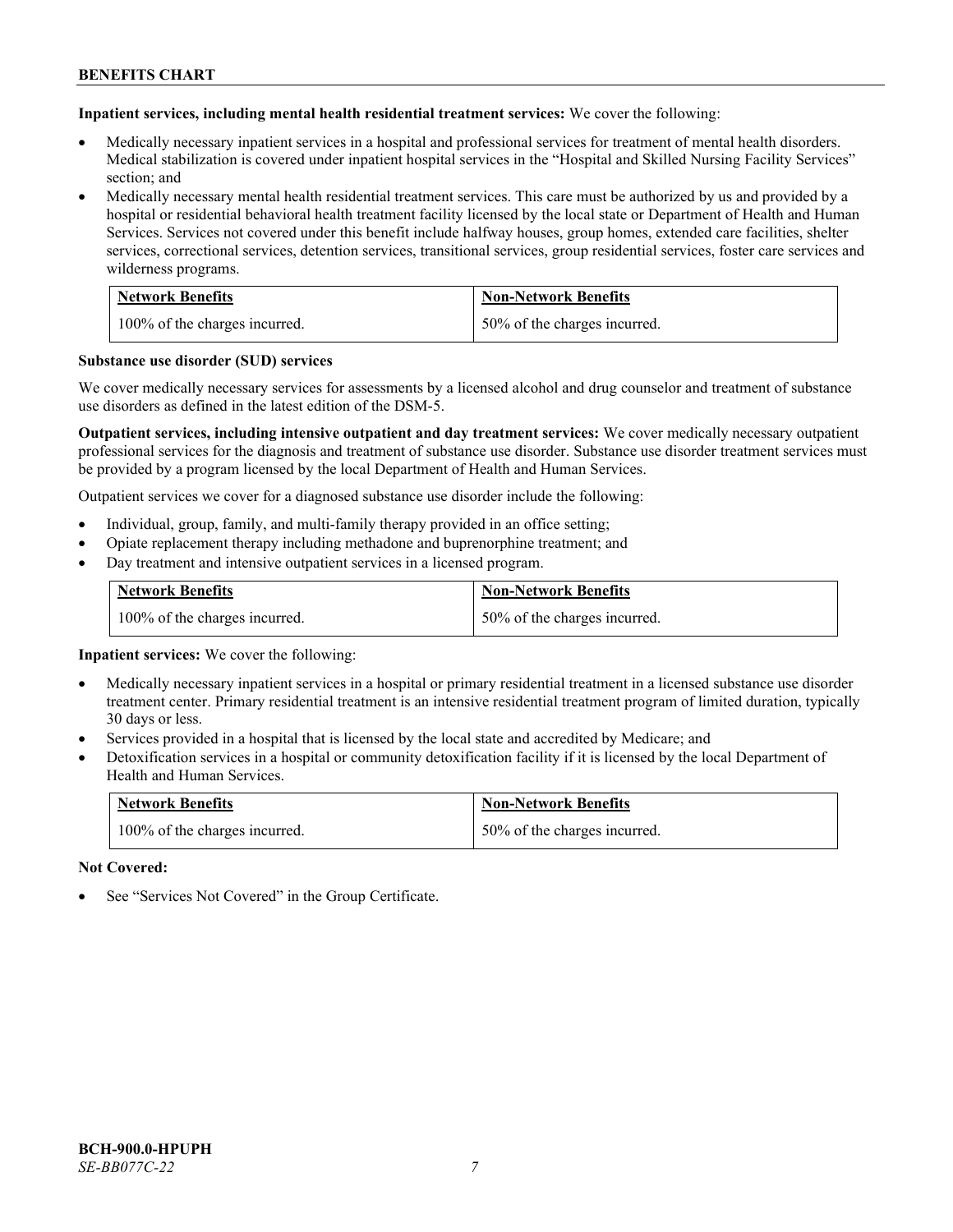**Inpatient services, including mental health residential treatment services:** We cover the following:

- Medically necessary inpatient services in a hospital and professional services for treatment of mental health disorders. Medical stabilization is covered under inpatient hospital services in the "Hospital and Skilled Nursing Facility Services" section; and
- Medically necessary mental health residential treatment services. This care must be authorized by us and provided by a hospital or residential behavioral health treatment facility licensed by the local state or Department of Health and Human Services. Services not covered under this benefit include halfway houses, group homes, extended care facilities, shelter services, correctional services, detention services, transitional services, group residential services, foster care services and wilderness programs.

| Network Benefits | Non-Network Benefits |
|---|---|
| 100% of the charges incurred. | 50% of the charges incurred. |

**Substance use disorder (SUD) services**

We cover medically necessary services for assessments by a licensed alcohol and drug counselor and treatment of substance use disorders as defined in the latest edition of the DSM-5.

**Outpatient services, including intensive outpatient and day treatment services:** We cover medically necessary outpatient professional services for the diagnosis and treatment of substance use disorder. Substance use disorder treatment services must be provided by a program licensed by the local Department of Health and Human Services.

Outpatient services we cover for a diagnosed substance use disorder include the following:

- Individual, group, family, and multi-family therapy provided in an office setting;
- Opiate replacement therapy including methadone and buprenorphine treatment; and
- Day treatment and intensive outpatient services in a licensed program.

| Network Benefits | Non-Network Benefits |
|---|---|
| 100% of the charges incurred. | 50% of the charges incurred. |

**Inpatient services:** We cover the following:

- Medically necessary inpatient services in a hospital or primary residential treatment in a licensed substance use disorder treatment center. Primary residential treatment is an intensive residential treatment program of limited duration, typically 30 days or less.
- Services provided in a hospital that is licensed by the local state and accredited by Medicare; and
- Detoxification services in a hospital or community detoxification facility if it is licensed by the local Department of Health and Human Services.

| Network Benefits | Non-Network Benefits |
|---|---|
| 100% of the charges incurred. | 50% of the charges incurred. |

**Not Covered:**

- See "Services Not Covered" in the Group Certificate.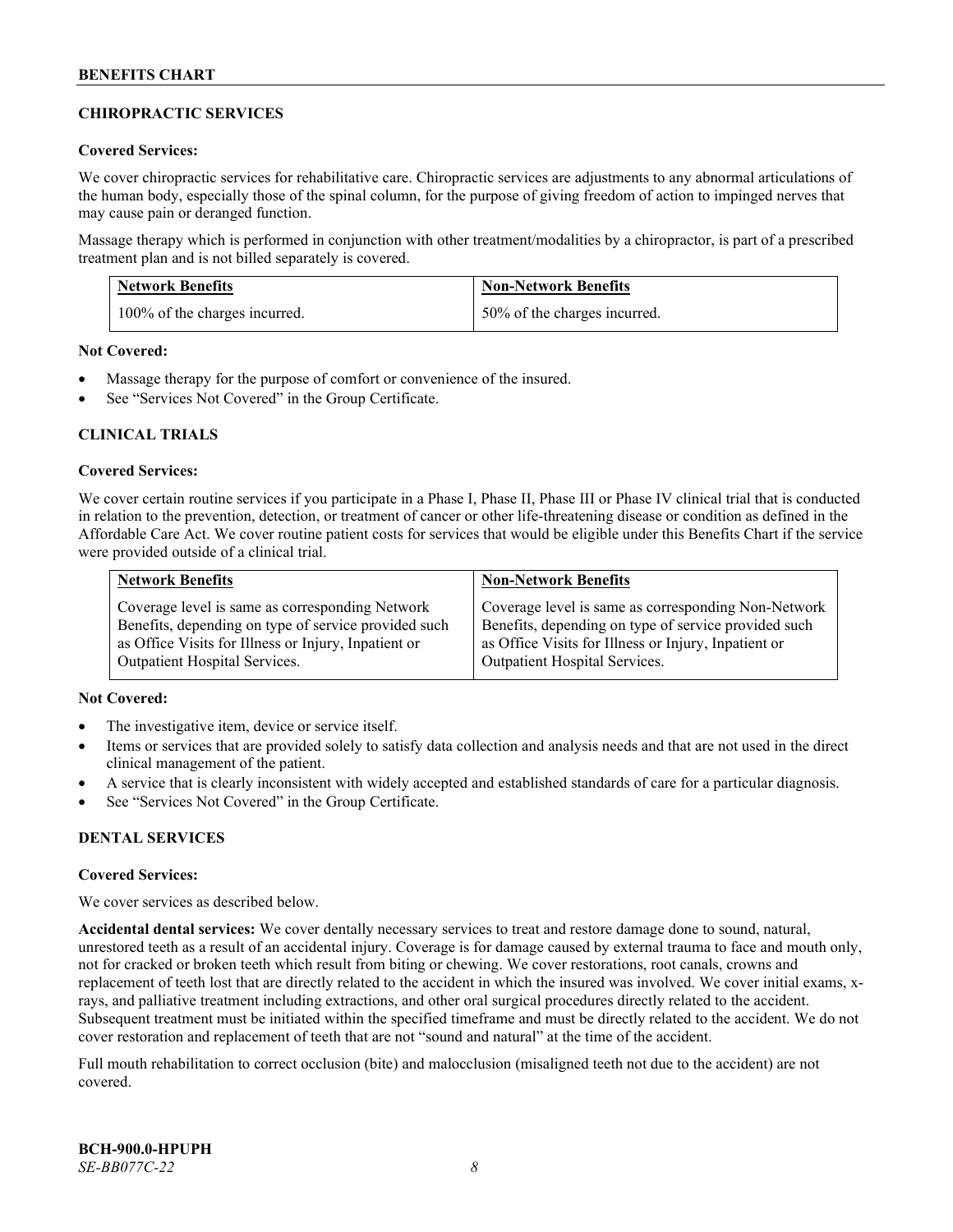## CHIROPRACTIC SERVICES

**Covered Services:**

We cover chiropractic services for rehabilitative care. Chiropractic services are adjustments to any abnormal articulations of the human body, especially those of the spinal column, for the purpose of giving freedom of action to impinged nerves that may cause pain or deranged function.

Massage therapy which is performed in conjunction with other treatment/modalities by a chiropractor, is part of a prescribed treatment plan and is not billed separately is covered.

| Network Benefits | Non-Network Benefits |
|---|---|
| 100% of the charges incurred. | 50% of the charges incurred. |

**Not Covered:**

- Massage therapy for the purpose of comfort or convenience of the insured.
- See "Services Not Covered" in the Group Certificate.

## CLINICAL TRIALS

**Covered Services:**

We cover certain routine services if you participate in a Phase I, Phase II, Phase III or Phase IV clinical trial that is conducted in relation to the prevention, detection, or treatment of cancer or other life-threatening disease or condition as defined in the Affordable Care Act. We cover routine patient costs for services that would be eligible under this Benefits Chart if the service were provided outside of a clinical trial.

| Network Benefits | Non-Network Benefits |
|---|---|
| Coverage level is same as corresponding Network Benefits, depending on type of service provided such as Office Visits for Illness or Injury, Inpatient or Outpatient Hospital Services. | Coverage level is same as corresponding Non-Network Benefits, depending on type of service provided such as Office Visits for Illness or Injury, Inpatient or Outpatient Hospital Services. |

**Not Covered:**

- The investigative item, device or service itself.
- Items or services that are provided solely to satisfy data collection and analysis needs and that are not used in the direct clinical management of the patient.
- A service that is clearly inconsistent with widely accepted and established standards of care for a particular diagnosis.
- See "Services Not Covered" in the Group Certificate.

## DENTAL SERVICES

**Covered Services:**

We cover services as described below.

**Accidental dental services:** We cover dentally necessary services to treat and restore damage done to sound, natural, unrestored teeth as a result of an accidental injury. Coverage is for damage caused by external trauma to face and mouth only, not for cracked or broken teeth which result from biting or chewing. We cover restorations, root canals, crowns and replacement of teeth lost that are directly related to the accident in which the insured was involved. We cover initial exams, x-rays, and palliative treatment including extractions, and other oral surgical procedures directly related to the accident. Subsequent treatment must be initiated within the specified timeframe and must be directly related to the accident. We do not cover restoration and replacement of teeth that are not "sound and natural" at the time of the accident.

Full mouth rehabilitation to correct occlusion (bite) and malocclusion (misaligned teeth not due to the accident) are not covered.

**BCH-900.0-HPUPH**
*SE-BB077C-22*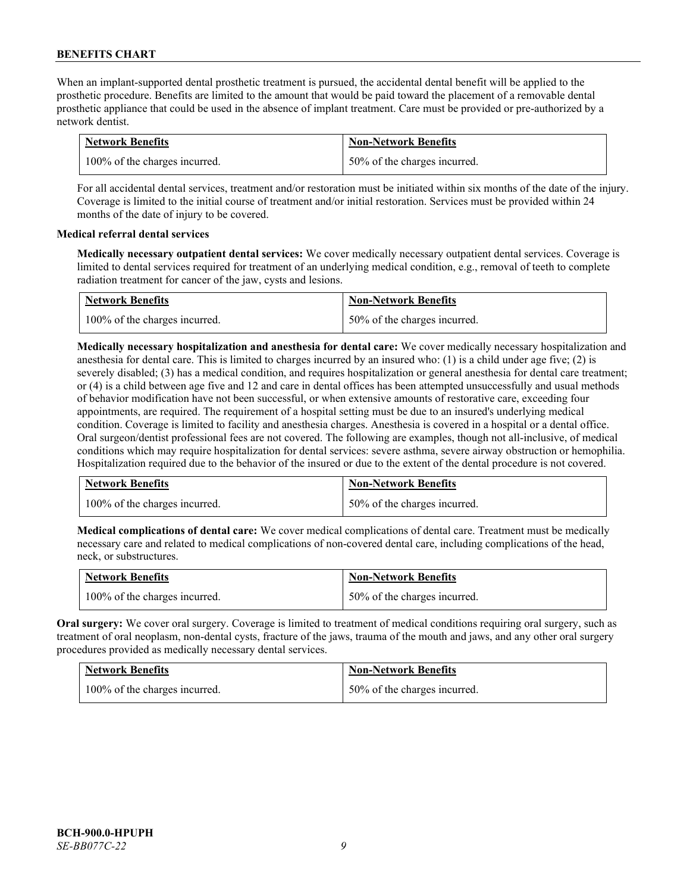When an implant-supported dental prosthetic treatment is pursued, the accidental dental benefit will be applied to the prosthetic procedure. Benefits are limited to the amount that would be paid toward the placement of a removable dental prosthetic appliance that could be used in the absence of implant treatment. Care must be provided or pre-authorized by a network dentist.

| Network Benefits | Non-Network Benefits |
|---|---|
| 100% of the charges incurred. | 50% of the charges incurred. |

For all accidental dental services, treatment and/or restoration must be initiated within six months of the date of the injury. Coverage is limited to the initial course of treatment and/or initial restoration. Services must be provided within 24 months of the date of injury to be covered.

**Medical referral dental services**

**Medically necessary outpatient dental services:** We cover medically necessary outpatient dental services. Coverage is limited to dental services required for treatment of an underlying medical condition, e.g., removal of teeth to complete radiation treatment for cancer of the jaw, cysts and lesions.

| Network Benefits | Non-Network Benefits |
|---|---|
| 100% of the charges incurred. | 50% of the charges incurred. |

**Medically necessary hospitalization and anesthesia for dental care:** We cover medically necessary hospitalization and anesthesia for dental care. This is limited to charges incurred by an insured who: (1) is a child under age five; (2) is severely disabled; (3) has a medical condition, and requires hospitalization or general anesthesia for dental care treatment; or (4) is a child between age five and 12 and care in dental offices has been attempted unsuccessfully and usual methods of behavior modification have not been successful, or when extensive amounts of restorative care, exceeding four appointments, are required. The requirement of a hospital setting must be due to an insured's underlying medical condition. Coverage is limited to facility and anesthesia charges. Anesthesia is covered in a hospital or a dental office. Oral surgeon/dentist professional fees are not covered. The following are examples, though not all-inclusive, of medical conditions which may require hospitalization for dental services: severe asthma, severe airway obstruction or hemophilia. Hospitalization required due to the behavior of the insured or due to the extent of the dental procedure is not covered.

| Network Benefits | Non-Network Benefits |
|---|---|
| 100% of the charges incurred. | 50% of the charges incurred. |

**Medical complications of dental care:** We cover medical complications of dental care. Treatment must be medically necessary care and related to medical complications of non-covered dental care, including complications of the head, neck, or substructures.

| Network Benefits | Non-Network Benefits |
|---|---|
| 100% of the charges incurred. | 50% of the charges incurred. |

**Oral surgery:** We cover oral surgery. Coverage is limited to treatment of medical conditions requiring oral surgery, such as treatment of oral neoplasm, non-dental cysts, fracture of the jaws, trauma of the mouth and jaws, and any other oral surgery procedures provided as medically necessary dental services.

| Network Benefits | Non-Network Benefits |
|---|---|
| 100% of the charges incurred. | 50% of the charges incurred. |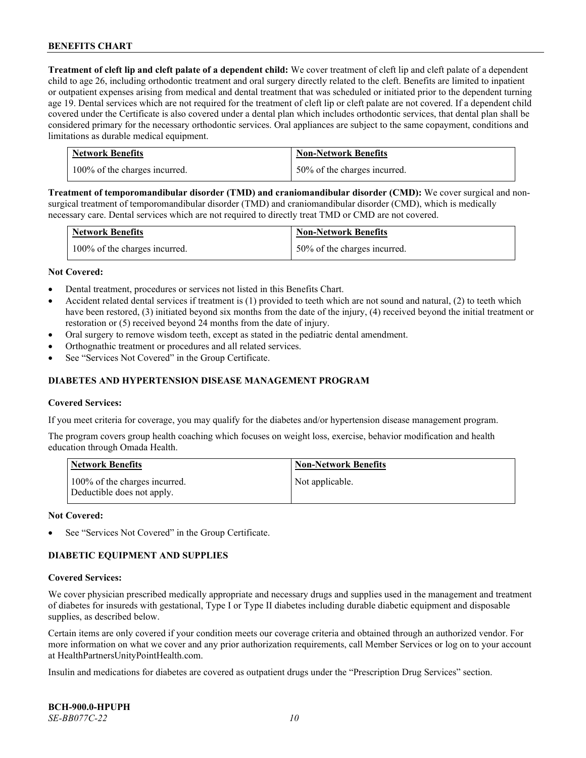**Treatment of cleft lip and cleft palate of a dependent child:** We cover treatment of cleft lip and cleft palate of a dependent child to age 26, including orthodontic treatment and oral surgery directly related to the cleft. Benefits are limited to inpatient or outpatient expenses arising from medical and dental treatment that was scheduled or initiated prior to the dependent turning age 19. Dental services which are not required for the treatment of cleft lip or cleft palate are not covered. If a dependent child covered under the Certificate is also covered under a dental plan which includes orthodontic services, that dental plan shall be considered primary for the necessary orthodontic services. Oral appliances are subject to the same copayment, conditions and limitations as durable medical equipment.

| Network Benefits | Non-Network Benefits |
| --- | --- |
| 100% of the charges incurred. | 50% of the charges incurred. |

**Treatment of temporomandibular disorder (TMD) and craniomandibular disorder (CMD):** We cover surgical and non-surgical treatment of temporomandibular disorder (TMD) and craniomandibular disorder (CMD), which is medically necessary care. Dental services which are not required to directly treat TMD or CMD are not covered.

| Network Benefits | Non-Network Benefits |
| --- | --- |
| 100% of the charges incurred. | 50% of the charges incurred. |

**Not Covered:**

- Dental treatment, procedures or services not listed in this Benefits Chart.
- Accident related dental services if treatment is (1) provided to teeth which are not sound and natural, (2) to teeth which have been restored, (3) initiated beyond six months from the date of the injury, (4) received beyond the initial treatment or restoration or (5) received beyond 24 months from the date of injury.
- Oral surgery to remove wisdom teeth, except as stated in the pediatric dental amendment.
- Orthognathic treatment or procedures and all related services.
- See "Services Not Covered" in the Group Certificate.

## DIABETES AND HYPERTENSION DISEASE MANAGEMENT PROGRAM

**Covered Services:**

If you meet criteria for coverage, you may qualify for the diabetes and/or hypertension disease management program.

The program covers group health coaching which focuses on weight loss, exercise, behavior modification and health education through Omada Health.

| Network Benefits | Non-Network Benefits |
| --- | --- |
| 100% of the charges incurred. Deductible does not apply. | Not applicable. |

**Not Covered:**

- See "Services Not Covered" in the Group Certificate.

## DIABETIC EQUIPMENT AND SUPPLIES

**Covered Services:**

We cover physician prescribed medically appropriate and necessary drugs and supplies used in the management and treatment of diabetes for insureds with gestational, Type I or Type II diabetes including durable diabetic equipment and disposable supplies, as described below.

Certain items are only covered if your condition meets our coverage criteria and obtained through an authorized vendor. For more information on what we cover and any prior authorization requirements, call Member Services or log on to your account at HealthPartnersUnityPointHealth.com.

Insulin and medications for diabetes are covered as outpatient drugs under the "Prescription Drug Services" section.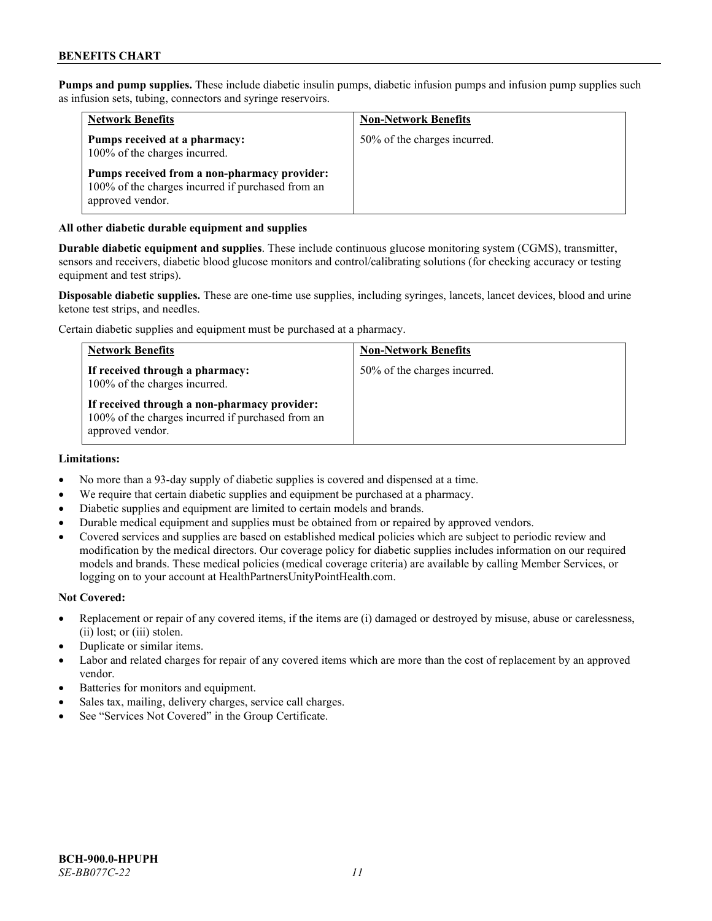**Pumps and pump supplies.** These include diabetic insulin pumps, diabetic infusion pumps and infusion pump supplies such as infusion sets, tubing, connectors and syringe reservoirs.

| Network Benefits | Non-Network Benefits |
|---|---|
| **Pumps received at a pharmacy:** 100% of the charges incurred.<br><br>**Pumps received from a non-pharmacy provider:** 100% of the charges incurred if purchased from an approved vendor. | 50% of the charges incurred. |

**All other diabetic durable equipment and supplies**

**Durable diabetic equipment and supplies**. These include continuous glucose monitoring system (CGMS), transmitter, sensors and receivers, diabetic blood glucose monitors and control/calibrating solutions (for checking accuracy or testing equipment and test strips).

**Disposable diabetic supplies.** These are one-time use supplies, including syringes, lancets, lancet devices, blood and urine ketone test strips, and needles.

Certain diabetic supplies and equipment must be purchased at a pharmacy.

| Network Benefits | Non-Network Benefits |
|---|---|
| **If received through a pharmacy:** 100% of the charges incurred.<br><br>**If received through a non-pharmacy provider:** 100% of the charges incurred if purchased from an approved vendor. | 50% of the charges incurred. |

**Limitations:**

- No more than a 93-day supply of diabetic supplies is covered and dispensed at a time.
- We require that certain diabetic supplies and equipment be purchased at a pharmacy.
- Diabetic supplies and equipment are limited to certain models and brands.
- Durable medical equipment and supplies must be obtained from or repaired by approved vendors.
- Covered services and supplies are based on established medical policies which are subject to periodic review and modification by the medical directors. Our coverage policy for diabetic supplies includes information on our required models and brands. These medical policies (medical coverage criteria) are available by calling Member Services, or logging on to your account at HealthPartnersUnityPointHealth.com.

**Not Covered:**

- Replacement or repair of any covered items, if the items are (i) damaged or destroyed by misuse, abuse or carelessness, (ii) lost; or (iii) stolen.
- Duplicate or similar items.
- Labor and related charges for repair of any covered items which are more than the cost of replacement by an approved vendor.
- Batteries for monitors and equipment.
- Sales tax, mailing, delivery charges, service call charges.
- See "Services Not Covered" in the Group Certificate.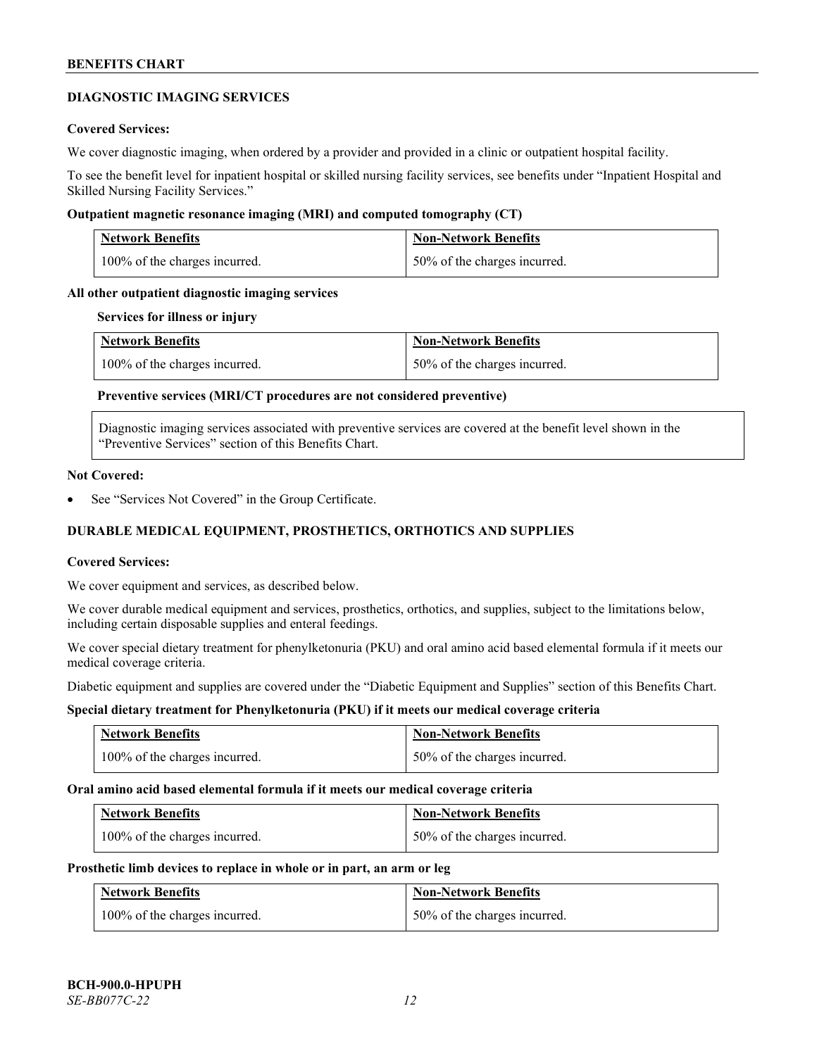## DIAGNOSTIC IMAGING SERVICES

**Covered Services:**

We cover diagnostic imaging, when ordered by a provider and provided in a clinic or outpatient hospital facility.

To see the benefit level for inpatient hospital or skilled nursing facility services, see benefits under "Inpatient Hospital and Skilled Nursing Facility Services."

**Outpatient magnetic resonance imaging (MRI) and computed tomography (CT)**

| Network Benefits | Non-Network Benefits |
| --- | --- |
| 100% of the charges incurred. | 50% of the charges incurred. |

**All other outpatient diagnostic imaging services**

**Services for illness or injury**

| Network Benefits | Non-Network Benefits |
| --- | --- |
| 100% of the charges incurred. | 50% of the charges incurred. |

**Preventive services (MRI/CT procedures are not considered preventive)**

Diagnostic imaging services associated with preventive services are covered at the benefit level shown in the "Preventive Services" section of this Benefits Chart.

**Not Covered:**

- See "Services Not Covered" in the Group Certificate.

## DURABLE MEDICAL EQUIPMENT, PROSTHETICS, ORTHOTICS AND SUPPLIES

**Covered Services:**

We cover equipment and services, as described below.

We cover durable medical equipment and services, prosthetics, orthotics, and supplies, subject to the limitations below, including certain disposable supplies and enteral feedings.

We cover special dietary treatment for phenylketonuria (PKU) and oral amino acid based elemental formula if it meets our medical coverage criteria.

Diabetic equipment and supplies are covered under the "Diabetic Equipment and Supplies" section of this Benefits Chart.

**Special dietary treatment for Phenylketonuria (PKU) if it meets our medical coverage criteria**

| Network Benefits | Non-Network Benefits |
| --- | --- |
| 100% of the charges incurred. | 50% of the charges incurred. |

**Oral amino acid based elemental formula if it meets our medical coverage criteria**

| Network Benefits | Non-Network Benefits |
| --- | --- |
| 100% of the charges incurred. | 50% of the charges incurred. |

**Prosthetic limb devices to replace in whole or in part, an arm or leg**

| Network Benefits | Non-Network Benefits |
| --- | --- |
| 100% of the charges incurred. | 50% of the charges incurred. |

**BCH-900.0-HPUPH**
*SE-BB077C-22*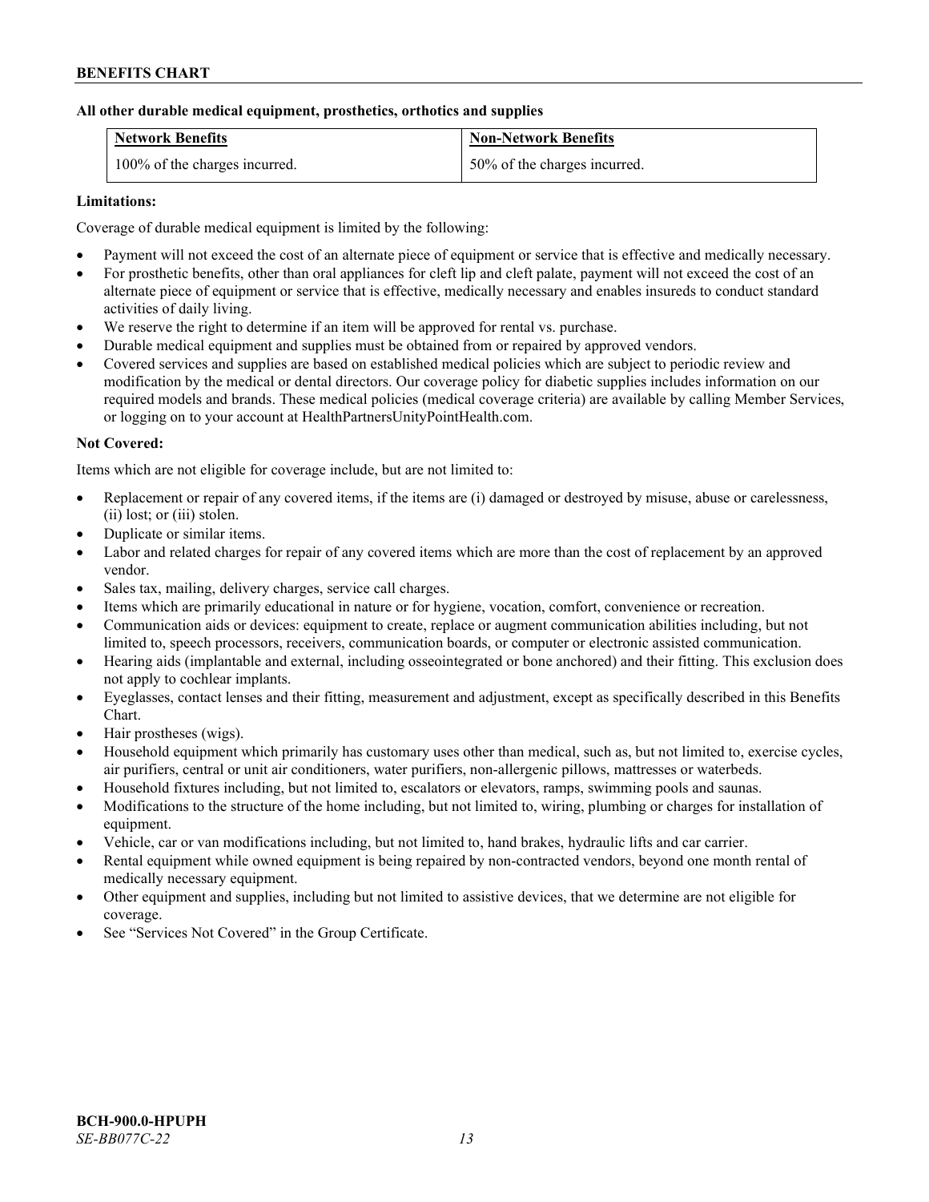**All other durable medical equipment, prosthetics, orthotics and supplies**

| Network Benefits | Non-Network Benefits |
|---|---|
| 100% of the charges incurred. | 50% of the charges incurred. |

**Limitations:**

Coverage of durable medical equipment is limited by the following:

- Payment will not exceed the cost of an alternate piece of equipment or service that is effective and medically necessary.
- For prosthetic benefits, other than oral appliances for cleft lip and cleft palate, payment will not exceed the cost of an alternate piece of equipment or service that is effective, medically necessary and enables insureds to conduct standard activities of daily living.
- We reserve the right to determine if an item will be approved for rental vs. purchase.
- Durable medical equipment and supplies must be obtained from or repaired by approved vendors.
- Covered services and supplies are based on established medical policies which are subject to periodic review and modification by the medical or dental directors. Our coverage policy for diabetic supplies includes information on our required models and brands. These medical policies (medical coverage criteria) are available by calling Member Services, or logging on to your account at HealthPartnersUnityPointHealth.com.

**Not Covered:**

Items which are not eligible for coverage include, but are not limited to:

- Replacement or repair of any covered items, if the items are (i) damaged or destroyed by misuse, abuse or carelessness, (ii) lost; or (iii) stolen.
- Duplicate or similar items.
- Labor and related charges for repair of any covered items which are more than the cost of replacement by an approved vendor.
- Sales tax, mailing, delivery charges, service call charges.
- Items which are primarily educational in nature or for hygiene, vocation, comfort, convenience or recreation.
- Communication aids or devices: equipment to create, replace or augment communication abilities including, but not limited to, speech processors, receivers, communication boards, or computer or electronic assisted communication.
- Hearing aids (implantable and external, including osseointegrated or bone anchored) and their fitting. This exclusion does not apply to cochlear implants.
- Eyeglasses, contact lenses and their fitting, measurement and adjustment, except as specifically described in this Benefits Chart.
- Hair prostheses (wigs).
- Household equipment which primarily has customary uses other than medical, such as, but not limited to, exercise cycles, air purifiers, central or unit air conditioners, water purifiers, non-allergenic pillows, mattresses or waterbeds.
- Household fixtures including, but not limited to, escalators or elevators, ramps, swimming pools and saunas.
- Modifications to the structure of the home including, but not limited to, wiring, plumbing or charges for installation of equipment.
- Vehicle, car or van modifications including, but not limited to, hand brakes, hydraulic lifts and car carrier.
- Rental equipment while owned equipment is being repaired by non-contracted vendors, beyond one month rental of medically necessary equipment.
- Other equipment and supplies, including but not limited to assistive devices, that we determine are not eligible for coverage.
- See "Services Not Covered" in the Group Certificate.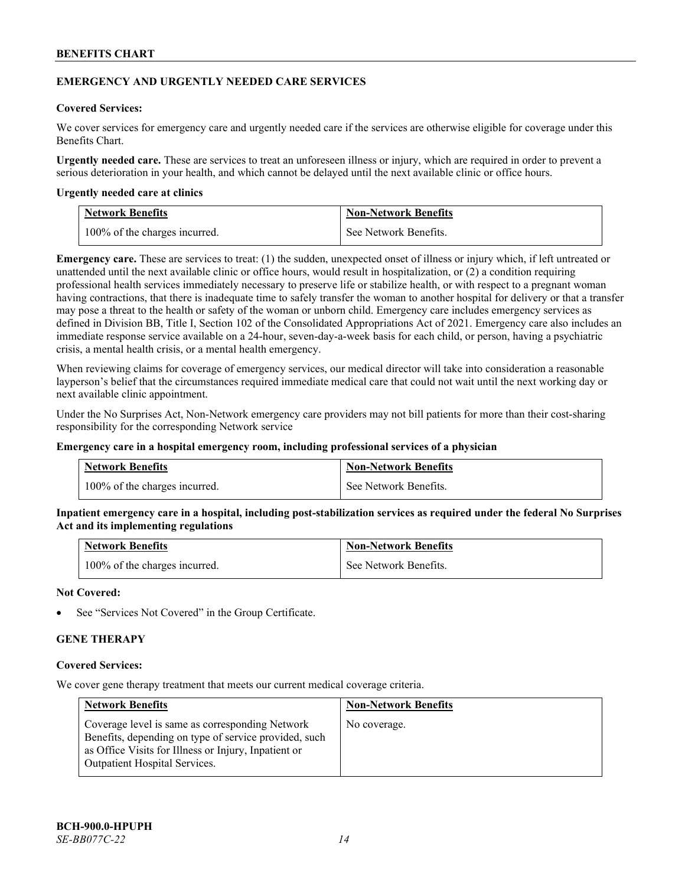## EMERGENCY AND URGENTLY NEEDED CARE SERVICES

**Covered Services:**

We cover services for emergency care and urgently needed care if the services are otherwise eligible for coverage under this Benefits Chart.

**Urgently needed care.** These are services to treat an unforeseen illness or injury, which are required in order to prevent a serious deterioration in your health, and which cannot be delayed until the next available clinic or office hours.

**Urgently needed care at clinics**

| Network Benefits | Non-Network Benefits |
|---|---|
| 100% of the charges incurred. | See Network Benefits. |

**Emergency care.** These are services to treat: (1) the sudden, unexpected onset of illness or injury which, if left untreated or unattended until the next available clinic or office hours, would result in hospitalization, or (2) a condition requiring professional health services immediately necessary to preserve life or stabilize health, or with respect to a pregnant woman having contractions, that there is inadequate time to safely transfer the woman to another hospital for delivery or that a transfer may pose a threat to the health or safety of the woman or unborn child. Emergency care includes emergency services as defined in Division BB, Title I, Section 102 of the Consolidated Appropriations Act of 2021. Emergency care also includes an immediate response service available on a 24-hour, seven-day-a-week basis for each child, or person, having a psychiatric crisis, a mental health crisis, or a mental health emergency.

When reviewing claims for coverage of emergency services, our medical director will take into consideration a reasonable layperson's belief that the circumstances required immediate medical care that could not wait until the next working day or next available clinic appointment.

Under the No Surprises Act, Non-Network emergency care providers may not bill patients for more than their cost-sharing responsibility for the corresponding Network service

**Emergency care in a hospital emergency room, including professional services of a physician**

| Network Benefits | Non-Network Benefits |
|---|---|
| 100% of the charges incurred. | See Network Benefits. |

**Inpatient emergency care in a hospital, including post-stabilization services as required under the federal No Surprises Act and its implementing regulations**

| Network Benefits | Non-Network Benefits |
|---|---|
| 100% of the charges incurred. | See Network Benefits. |

**Not Covered:**

- See "Services Not Covered" in the Group Certificate.

## GENE THERAPY

**Covered Services:**

We cover gene therapy treatment that meets our current medical coverage criteria.

| Network Benefits | Non-Network Benefits |
|---|---|
| Coverage level is same as corresponding Network Benefits, depending on type of service provided, such as Office Visits for Illness or Injury, Inpatient or Outpatient Hospital Services. | No coverage. |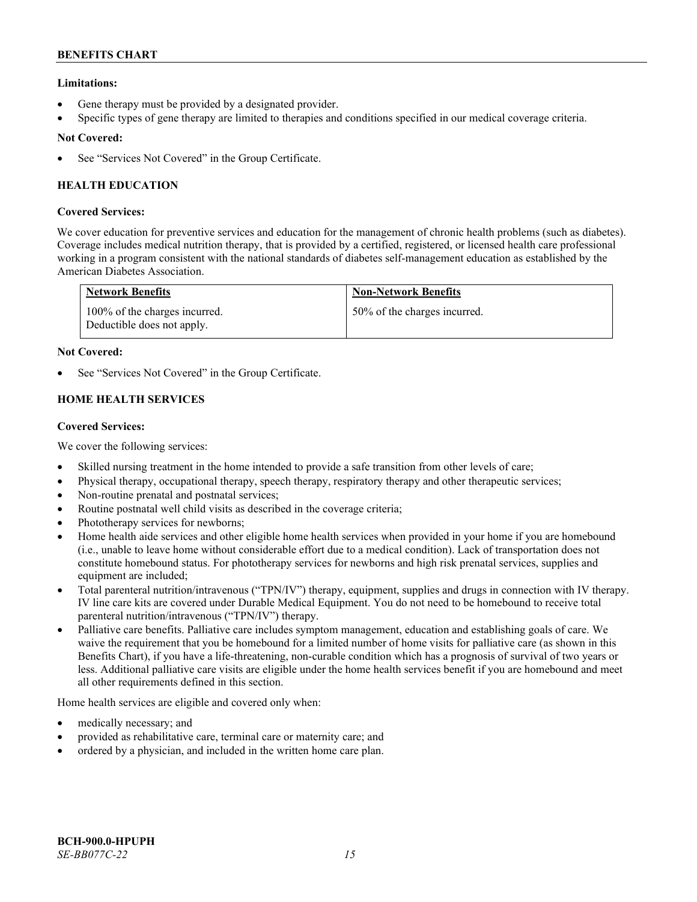**Limitations:**

- Gene therapy must be provided by a designated provider.
- Specific types of gene therapy are limited to therapies and conditions specified in our medical coverage criteria.

**Not Covered:**

- See "Services Not Covered" in the Group Certificate.

### HEALTH EDUCATION

**Covered Services:**

We cover education for preventive services and education for the management of chronic health problems (such as diabetes). Coverage includes medical nutrition therapy, that is provided by a certified, registered, or licensed health care professional working in a program consistent with the national standards of diabetes self-management education as established by the American Diabetes Association.

| Network Benefits | Non-Network Benefits |
| --- | --- |
| 100% of the charges incurred. Deductible does not apply. | 50% of the charges incurred. |

**Not Covered:**

- See "Services Not Covered" in the Group Certificate.

### HOME HEALTH SERVICES

**Covered Services:**

We cover the following services:

- Skilled nursing treatment in the home intended to provide a safe transition from other levels of care;
- Physical therapy, occupational therapy, speech therapy, respiratory therapy and other therapeutic services;
- Non-routine prenatal and postnatal services;
- Routine postnatal well child visits as described in the coverage criteria;
- Phototherapy services for newborns;
- Home health aide services and other eligible home health services when provided in your home if you are homebound (i.e., unable to leave home without considerable effort due to a medical condition). Lack of transportation does not constitute homebound status. For phototherapy services for newborns and high risk prenatal services, supplies and equipment are included;
- Total parenteral nutrition/intravenous ("TPN/IV") therapy, equipment, supplies and drugs in connection with IV therapy. IV line care kits are covered under Durable Medical Equipment. You do not need to be homebound to receive total parenteral nutrition/intravenous ("TPN/IV") therapy.
- Palliative care benefits. Palliative care includes symptom management, education and establishing goals of care. We waive the requirement that you be homebound for a limited number of home visits for palliative care (as shown in this Benefits Chart), if you have a life-threatening, non-curable condition which has a prognosis of survival of two years or less. Additional palliative care visits are eligible under the home health services benefit if you are homebound and meet all other requirements defined in this section.

Home health services are eligible and covered only when:

- medically necessary; and
- provided as rehabilitative care, terminal care or maternity care; and
- ordered by a physician, and included in the written home care plan.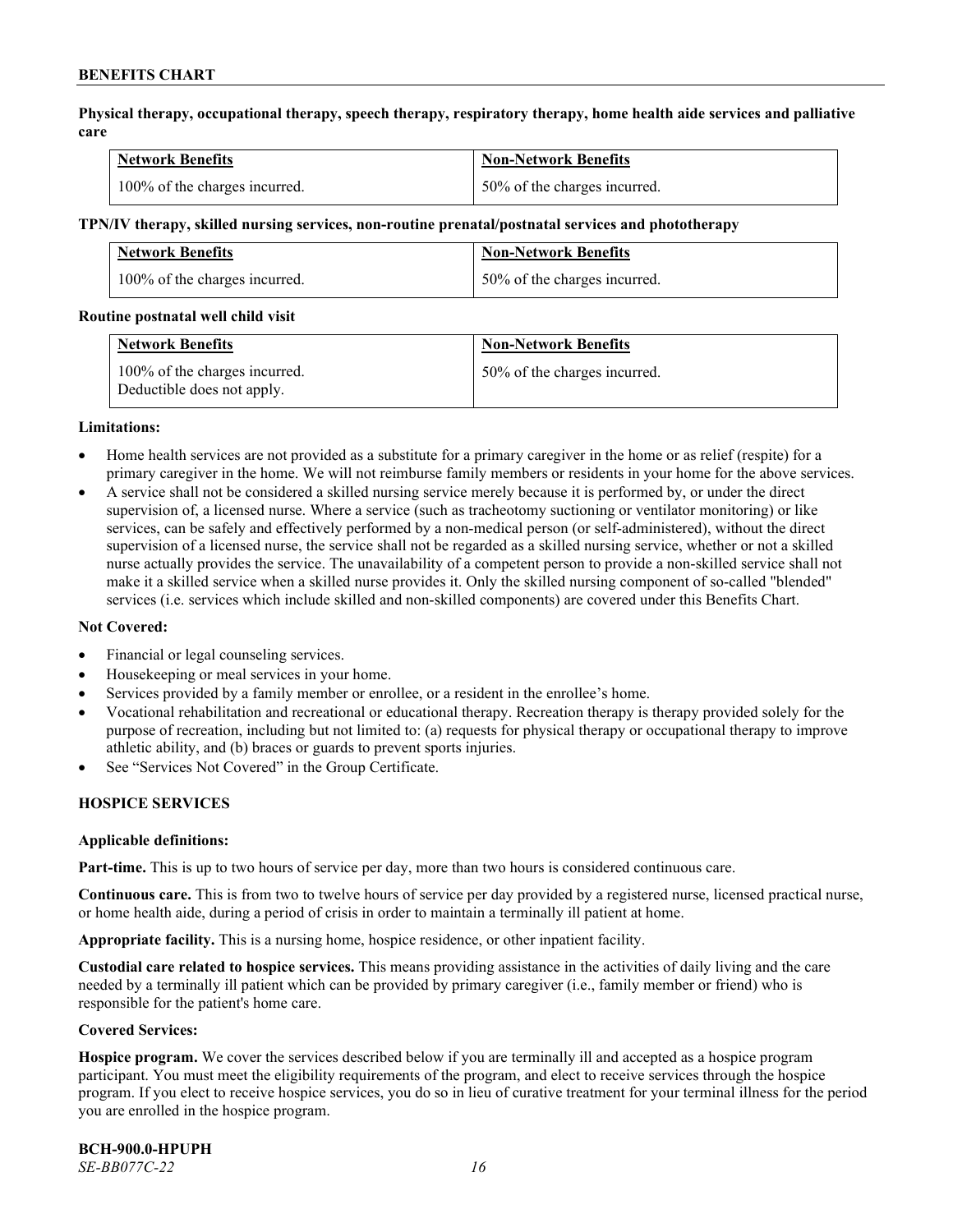**Physical therapy, occupational therapy, speech therapy, respiratory therapy, home health aide services and palliative care**

| Network Benefits | Non-Network Benefits |
|---|---|
| 100% of the charges incurred. | 50% of the charges incurred. |

**TPN/IV therapy, skilled nursing services, non-routine prenatal/postnatal services and phototherapy**

| Network Benefits | Non-Network Benefits |
|---|---|
| 100% of the charges incurred. | 50% of the charges incurred. |

**Routine postnatal well child visit**

| Network Benefits | Non-Network Benefits |
|---|---|
| 100% of the charges incurred. Deductible does not apply. | 50% of the charges incurred. |

**Limitations:**

- Home health services are not provided as a substitute for a primary caregiver in the home or as relief (respite) for a primary caregiver in the home. We will not reimburse family members or residents in your home for the above services.
- A service shall not be considered a skilled nursing service merely because it is performed by, or under the direct supervision of, a licensed nurse. Where a service (such as tracheotomy suctioning or ventilator monitoring) or like services, can be safely and effectively performed by a non-medical person (or self-administered), without the direct supervision of a licensed nurse, the service shall not be regarded as a skilled nursing service, whether or not a skilled nurse actually provides the service. The unavailability of a competent person to provide a non-skilled service shall not make it a skilled service when a skilled nurse provides it. Only the skilled nursing component of so-called "blended" services (i.e. services which include skilled and non-skilled components) are covered under this Benefits Chart.

**Not Covered:**

- Financial or legal counseling services.
- Housekeeping or meal services in your home.
- Services provided by a family member or enrollee, or a resident in the enrollee's home.
- Vocational rehabilitation and recreational or educational therapy. Recreation therapy is therapy provided solely for the purpose of recreation, including but not limited to: (a) requests for physical therapy or occupational therapy to improve athletic ability, and (b) braces or guards to prevent sports injuries.
- See "Services Not Covered" in the Group Certificate.

## HOSPICE SERVICES

**Applicable definitions:**

**Part-time.** This is up to two hours of service per day, more than two hours is considered continuous care.

**Continuous care.** This is from two to twelve hours of service per day provided by a registered nurse, licensed practical nurse, or home health aide, during a period of crisis in order to maintain a terminally ill patient at home.

**Appropriate facility.** This is a nursing home, hospice residence, or other inpatient facility.

**Custodial care related to hospice services.** This means providing assistance in the activities of daily living and the care needed by a terminally ill patient which can be provided by primary caregiver (i.e., family member or friend) who is responsible for the patient's home care.

**Covered Services:**

**Hospice program.** We cover the services described below if you are terminally ill and accepted as a hospice program participant. You must meet the eligibility requirements of the program, and elect to receive services through the hospice program. If you elect to receive hospice services, you do so in lieu of curative treatment for your terminal illness for the period you are enrolled in the hospice program.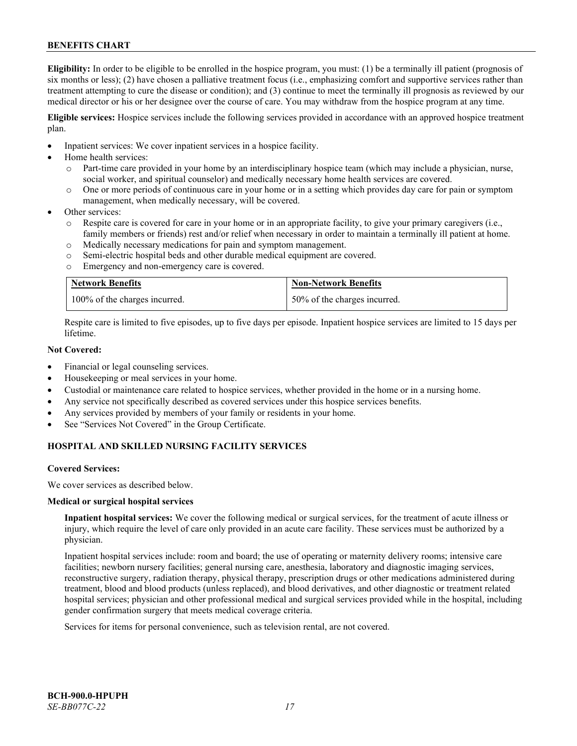**Eligibility:** In order to be eligible to be enrolled in the hospice program, you must: (1) be a terminally ill patient (prognosis of six months or less); (2) have chosen a palliative treatment focus (i.e., emphasizing comfort and supportive services rather than treatment attempting to cure the disease or condition); and (3) continue to meet the terminally ill prognosis as reviewed by our medical director or his or her designee over the course of care. You may withdraw from the hospice program at any time.

**Eligible services:** Hospice services include the following services provided in accordance with an approved hospice treatment plan.

- Inpatient services: We cover inpatient services in a hospice facility.
- Home health services:
  - Part-time care provided in your home by an interdisciplinary hospice team (which may include a physician, nurse, social worker, and spiritual counselor) and medically necessary home health services are covered.
  - One or more periods of continuous care in your home or in a setting which provides day care for pain or symptom management, when medically necessary, will be covered.
- Other services:
  - Respite care is covered for care in your home or in an appropriate facility, to give your primary caregivers (i.e., family members or friends) rest and/or relief when necessary in order to maintain a terminally ill patient at home.
  - Medically necessary medications for pain and symptom management.
  - Semi-electric hospital beds and other durable medical equipment are covered.
  - Emergency and non-emergency care is covered.

| Network Benefits | Non-Network Benefits |
|---|---|
| 100% of the charges incurred. | 50% of the charges incurred. |

Respite care is limited to five episodes, up to five days per episode. Inpatient hospice services are limited to 15 days per lifetime.

**Not Covered:**

- Financial or legal counseling services.
- Housekeeping or meal services in your home.
- Custodial or maintenance care related to hospice services, whether provided in the home or in a nursing home.
- Any service not specifically described as covered services under this hospice services benefits.
- Any services provided by members of your family or residents in your home.
- See "Services Not Covered" in the Group Certificate.

## HOSPITAL AND SKILLED NURSING FACILITY SERVICES

**Covered Services:**

We cover services as described below.

**Medical or surgical hospital services**

**Inpatient hospital services:** We cover the following medical or surgical services, for the treatment of acute illness or injury, which require the level of care only provided in an acute care facility. These services must be authorized by a physician.

Inpatient hospital services include: room and board; the use of operating or maternity delivery rooms; intensive care facilities; newborn nursery facilities; general nursing care, anesthesia, laboratory and diagnostic imaging services, reconstructive surgery, radiation therapy, physical therapy, prescription drugs or other medications administered during treatment, blood and blood products (unless replaced), and blood derivatives, and other diagnostic or treatment related hospital services; physician and other professional medical and surgical services provided while in the hospital, including gender confirmation surgery that meets medical coverage criteria.

Services for items for personal convenience, such as television rental, are not covered.

BCH-900.0-HPUPH
*SE-BB077C-22*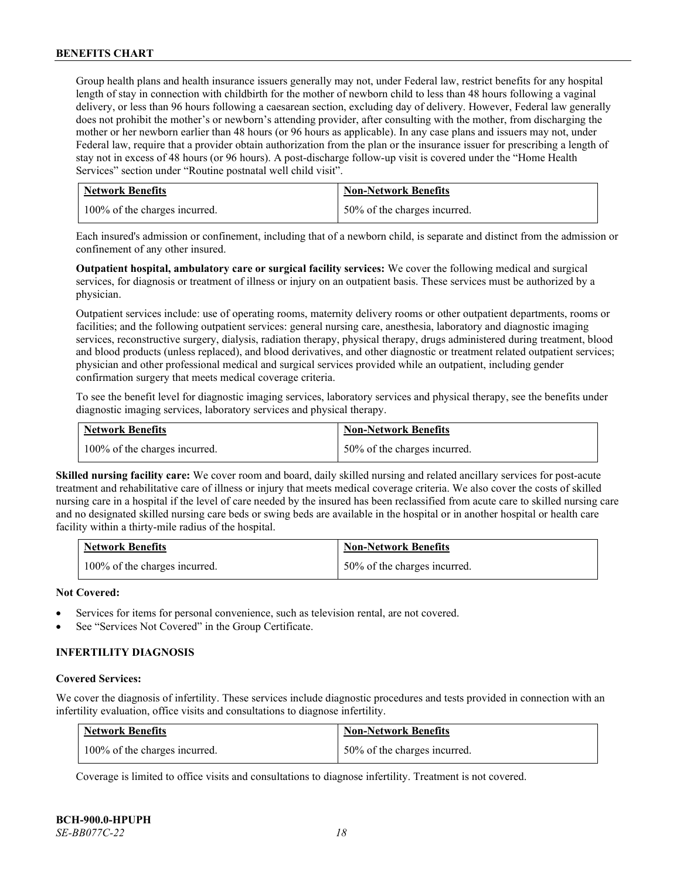Group health plans and health insurance issuers generally may not, under Federal law, restrict benefits for any hospital length of stay in connection with childbirth for the mother of newborn child to less than 48 hours following a vaginal delivery, or less than 96 hours following a caesarean section, excluding day of delivery. However, Federal law generally does not prohibit the mother's or newborn's attending provider, after consulting with the mother, from discharging the mother or her newborn earlier than 48 hours (or 96 hours as applicable). In any case plans and issuers may not, under Federal law, require that a provider obtain authorization from the plan or the insurance issuer for prescribing a length of stay not in excess of 48 hours (or 96 hours). A post-discharge follow-up visit is covered under the "Home Health Services" section under "Routine postnatal well child visit".

| Network Benefits | Non-Network Benefits |
|---|---|
| 100% of the charges incurred. | 50% of the charges incurred. |

Each insured's admission or confinement, including that of a newborn child, is separate and distinct from the admission or confinement of any other insured.

**Outpatient hospital, ambulatory care or surgical facility services:** We cover the following medical and surgical services, for diagnosis or treatment of illness or injury on an outpatient basis. These services must be authorized by a physician.

Outpatient services include: use of operating rooms, maternity delivery rooms or other outpatient departments, rooms or facilities; and the following outpatient services: general nursing care, anesthesia, laboratory and diagnostic imaging services, reconstructive surgery, dialysis, radiation therapy, physical therapy, drugs administered during treatment, blood and blood products (unless replaced), and blood derivatives, and other diagnostic or treatment related outpatient services; physician and other professional medical and surgical services provided while an outpatient, including gender confirmation surgery that meets medical coverage criteria.

To see the benefit level for diagnostic imaging services, laboratory services and physical therapy, see the benefits under diagnostic imaging services, laboratory services and physical therapy.

| Network Benefits | Non-Network Benefits |
|---|---|
| 100% of the charges incurred. | 50% of the charges incurred. |

**Skilled nursing facility care:** We cover room and board, daily skilled nursing and related ancillary services for post-acute treatment and rehabilitative care of illness or injury that meets medical coverage criteria. We also cover the costs of skilled nursing care in a hospital if the level of care needed by the insured has been reclassified from acute care to skilled nursing care and no designated skilled nursing care beds or swing beds are available in the hospital or in another hospital or health care facility within a thirty-mile radius of the hospital.

| Network Benefits | Non-Network Benefits |
|---|---|
| 100% of the charges incurred. | 50% of the charges incurred. |

**Not Covered:**

- Services for items for personal convenience, such as television rental, are not covered.
- See "Services Not Covered" in the Group Certificate.

### INFERTILITY DIAGNOSIS

**Covered Services:**

We cover the diagnosis of infertility. These services include diagnostic procedures and tests provided in connection with an infertility evaluation, office visits and consultations to diagnose infertility.

| Network Benefits | Non-Network Benefits |
|---|---|
| 100% of the charges incurred. | 50% of the charges incurred. |

Coverage is limited to office visits and consultations to diagnose infertility. Treatment is not covered.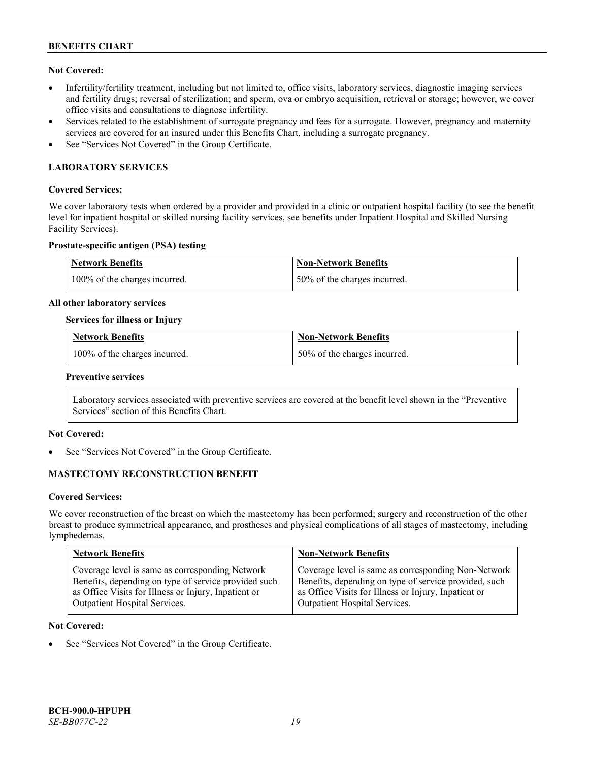**Not Covered:**

- Infertility/fertility treatment, including but not limited to, office visits, laboratory services, diagnostic imaging services and fertility drugs; reversal of sterilization; and sperm, ova or embryo acquisition, retrieval or storage; however, we cover office visits and consultations to diagnose infertility.
- Services related to the establishment of surrogate pregnancy and fees for a surrogate. However, pregnancy and maternity services are covered for an insured under this Benefits Chart, including a surrogate pregnancy.
- See "Services Not Covered" in the Group Certificate.

## LABORATORY SERVICES

**Covered Services:**

We cover laboratory tests when ordered by a provider and provided in a clinic or outpatient hospital facility (to see the benefit level for inpatient hospital or skilled nursing facility services, see benefits under Inpatient Hospital and Skilled Nursing Facility Services).

**Prostate-specific antigen (PSA) testing**

| Network Benefits | Non-Network Benefits |
|---|---|
| 100% of the charges incurred. | 50% of the charges incurred. |

**All other laboratory services**

**Services for illness or Injury**

| Network Benefits | Non-Network Benefits |
|---|---|
| 100% of the charges incurred. | 50% of the charges incurred. |

**Preventive services**

Laboratory services associated with preventive services are covered at the benefit level shown in the "Preventive Services" section of this Benefits Chart.

**Not Covered:**

- See "Services Not Covered" in the Group Certificate.

## MASTECTOMY RECONSTRUCTION BENEFIT

**Covered Services:**

We cover reconstruction of the breast on which the mastectomy has been performed; surgery and reconstruction of the other breast to produce symmetrical appearance, and prostheses and physical complications of all stages of mastectomy, including lymphedemas.

| Network Benefits | Non-Network Benefits |
|---|---|
| Coverage level is same as corresponding Network Benefits, depending on type of service provided such as Office Visits for Illness or Injury, Inpatient or Outpatient Hospital Services. | Coverage level is same as corresponding Non-Network Benefits, depending on type of service provided, such as Office Visits for Illness or Injury, Inpatient or Outpatient Hospital Services. |

**Not Covered:**

- See "Services Not Covered" in the Group Certificate.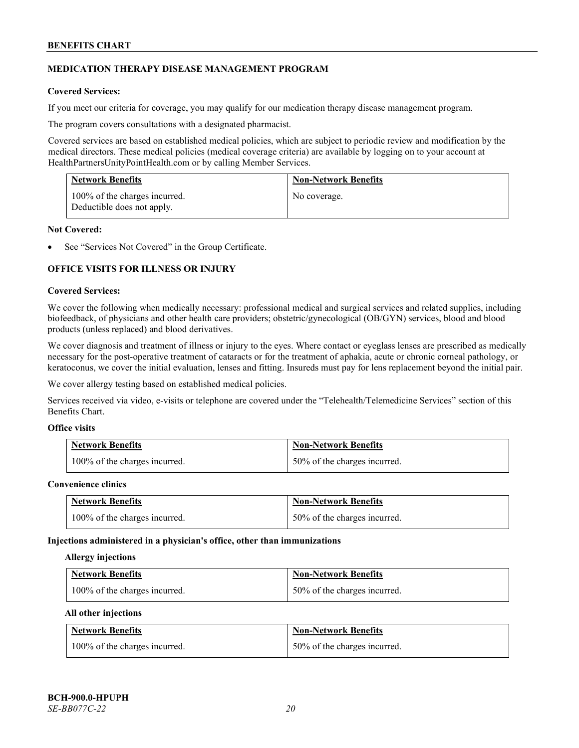## MEDICATION THERAPY DISEASE MANAGEMENT PROGRAM

**Covered Services:**

If you meet our criteria for coverage, you may qualify for our medication therapy disease management program.

The program covers consultations with a designated pharmacist.

Covered services are based on established medical policies, which are subject to periodic review and modification by the medical directors. These medical policies (medical coverage criteria) are available by logging on to your account at HealthPartnersUnityPointHealth.com or by calling Member Services.

| Network Benefits | Non-Network Benefits |
|---|---|
| 100% of the charges incurred. Deductible does not apply. | No coverage. |

**Not Covered:**

- See "Services Not Covered" in the Group Certificate.

## OFFICE VISITS FOR ILLNESS OR INJURY

**Covered Services:**

We cover the following when medically necessary: professional medical and surgical services and related supplies, including biofeedback, of physicians and other health care providers; obstetric/gynecological (OB/GYN) services, blood and blood products (unless replaced) and blood derivatives.

We cover diagnosis and treatment of illness or injury to the eyes. Where contact or eyeglass lenses are prescribed as medically necessary for the post-operative treatment of cataracts or for the treatment of aphakia, acute or chronic corneal pathology, or keratoconus, we cover the initial evaluation, lenses and fitting. Insureds must pay for lens replacement beyond the initial pair.

We cover allergy testing based on established medical policies.

Services received via video, e-visits or telephone are covered under the "Telehealth/Telemedicine Services" section of this Benefits Chart.

**Office visits**

| Network Benefits | Non-Network Benefits |
|---|---|
| 100% of the charges incurred. | 50% of the charges incurred. |

**Convenience clinics**

| Network Benefits | Non-Network Benefits |
|---|---|
| 100% of the charges incurred. | 50% of the charges incurred. |

**Injections administered in a physician's office, other than immunizations**

**Allergy injections**

| Network Benefits | Non-Network Benefits |
|---|---|
| 100% of the charges incurred. | 50% of the charges incurred. |

**All other injections**

| Network Benefits | Non-Network Benefits |
|---|---|
| 100% of the charges incurred. | 50% of the charges incurred. |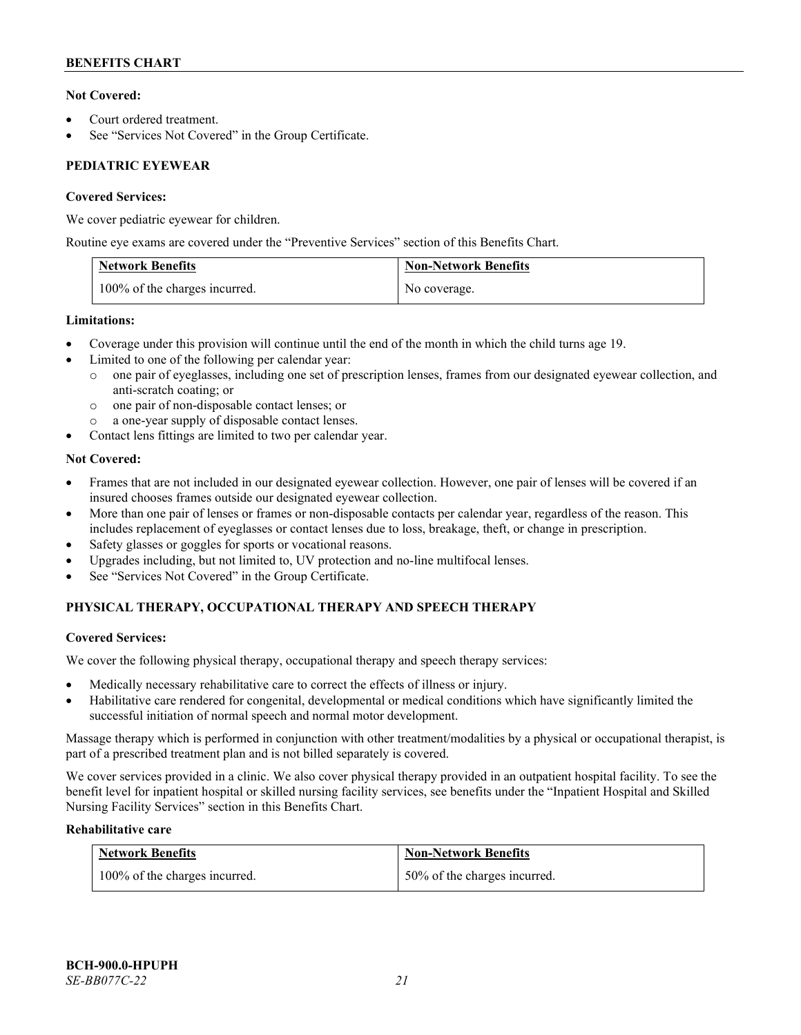**Not Covered:**

- Court ordered treatment.
- See "Services Not Covered" in the Group Certificate.

## PEDIATRIC EYEWEAR

**Covered Services:**

We cover pediatric eyewear for children.

Routine eye exams are covered under the "Preventive Services" section of this Benefits Chart.

| Network Benefits | Non-Network Benefits |
|---|---|
| 100% of the charges incurred. | No coverage. |

**Limitations:**

- Coverage under this provision will continue until the end of the month in which the child turns age 19.
- Limited to one of the following per calendar year:
  - one pair of eyeglasses, including one set of prescription lenses, frames from our designated eyewear collection, and anti-scratch coating; or
  - one pair of non-disposable contact lenses; or
  - a one-year supply of disposable contact lenses.
- Contact lens fittings are limited to two per calendar year.

**Not Covered:**

- Frames that are not included in our designated eyewear collection. However, one pair of lenses will be covered if an insured chooses frames outside our designated eyewear collection.
- More than one pair of lenses or frames or non-disposable contacts per calendar year, regardless of the reason. This includes replacement of eyeglasses or contact lenses due to loss, breakage, theft, or change in prescription.
- Safety glasses or goggles for sports or vocational reasons.
- Upgrades including, but not limited to, UV protection and no-line multifocal lenses.
- See "Services Not Covered" in the Group Certificate.

## PHYSICAL THERAPY, OCCUPATIONAL THERAPY AND SPEECH THERAPY

**Covered Services:**

We cover the following physical therapy, occupational therapy and speech therapy services:

- Medically necessary rehabilitative care to correct the effects of illness or injury.
- Habilitative care rendered for congenital, developmental or medical conditions which have significantly limited the successful initiation of normal speech and normal motor development.

Massage therapy which is performed in conjunction with other treatment/modalities by a physical or occupational therapist, is part of a prescribed treatment plan and is not billed separately is covered.

We cover services provided in a clinic. We also cover physical therapy provided in an outpatient hospital facility. To see the benefit level for inpatient hospital or skilled nursing facility services, see benefits under the "Inpatient Hospital and Skilled Nursing Facility Services" section in this Benefits Chart.

**Rehabilitative care**

| Network Benefits | Non-Network Benefits |
|---|---|
| 100% of the charges incurred. | 50% of the charges incurred. |

BCH-900.0-HPUPH
*SE-BB077C-22*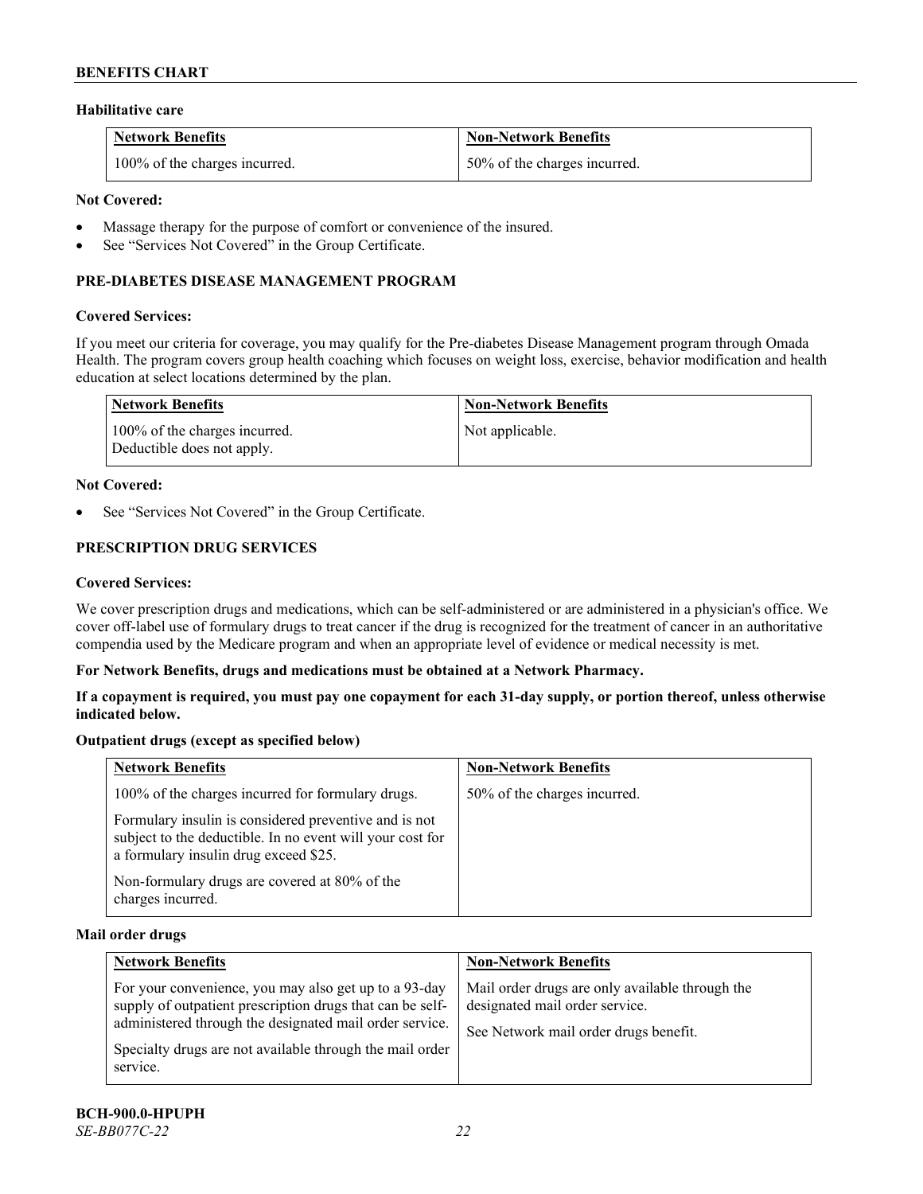### Habilitative care

| Network Benefits | Non-Network Benefits |
|---|---|
| 100% of the charges incurred. | 50% of the charges incurred. |

**Not Covered:**

- Massage therapy for the purpose of comfort or convenience of the insured.
- See "Services Not Covered" in the Group Certificate.

## PRE-DIABETES DISEASE MANAGEMENT PROGRAM

**Covered Services:**

If you meet our criteria for coverage, you may qualify for the Pre-diabetes Disease Management program through Omada Health. The program covers group health coaching which focuses on weight loss, exercise, behavior modification and health education at select locations determined by the plan.

| Network Benefits | Non-Network Benefits |
|---|---|
| 100% of the charges incurred. Deductible does not apply. | Not applicable. |

**Not Covered:**

- See "Services Not Covered" in the Group Certificate.

## PRESCRIPTION DRUG SERVICES

**Covered Services:**

We cover prescription drugs and medications, which can be self-administered or are administered in a physician's office. We cover off-label use of formulary drugs to treat cancer if the drug is recognized for the treatment of cancer in an authoritative compendia used by the Medicare program and when an appropriate level of evidence or medical necessity is met.

**For Network Benefits, drugs and medications must be obtained at a Network Pharmacy.**

**If a copayment is required, you must pay one copayment for each 31-day supply, or portion thereof, unless otherwise indicated below.**

### Outpatient drugs (except as specified below)

| Network Benefits | Non-Network Benefits |
|---|---|
| 100% of the charges incurred for formulary drugs.<br><br>Formulary insulin is considered preventive and is not subject to the deductible. In no event will your cost for a formulary insulin drug exceed $25.<br><br>Non-formulary drugs are covered at 80% of the charges incurred. | 50% of the charges incurred. |

### Mail order drugs

| Network Benefits | Non-Network Benefits |
|---|---|
| For your convenience, you may also get up to a 93-day supply of outpatient prescription drugs that can be self-administered through the designated mail order service.<br><br>Specialty drugs are not available through the mail order service. | Mail order drugs are only available through the designated mail order service.<br><br>See Network mail order drugs benefit. |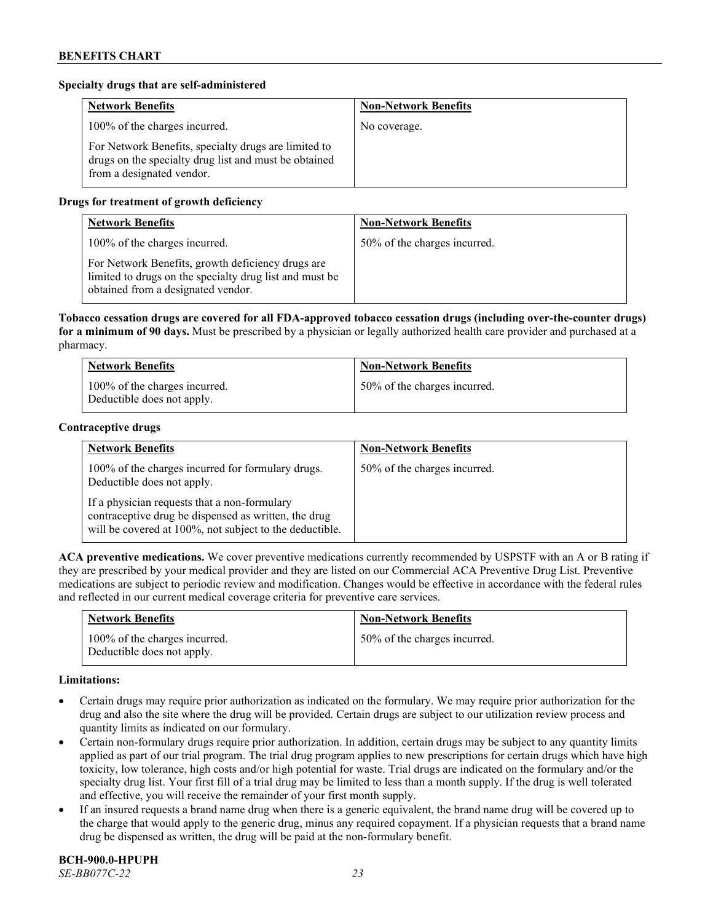**Specialty drugs that are self-administered**

| Network Benefits | Non-Network Benefits |
|---|---|
| 100% of the charges incurred.<br><br>For Network Benefits, specialty drugs are limited to drugs on the specialty drug list and must be obtained from a designated vendor. | No coverage. |

**Drugs for treatment of growth deficiency**

| Network Benefits | Non-Network Benefits |
|---|---|
| 100% of the charges incurred.<br><br>For Network Benefits, growth deficiency drugs are limited to drugs on the specialty drug list and must be obtained from a designated vendor. | 50% of the charges incurred. |

**Tobacco cessation drugs are covered for all FDA-approved tobacco cessation drugs (including over-the-counter drugs) for a minimum of 90 days.** Must be prescribed by a physician or legally authorized health care provider and purchased at a pharmacy.

| Network Benefits | Non-Network Benefits |
|---|---|
| 100% of the charges incurred.<br>Deductible does not apply. | 50% of the charges incurred. |

**Contraceptive drugs**

| Network Benefits | Non-Network Benefits |
|---|---|
| 100% of the charges incurred for formulary drugs. Deductible does not apply.<br><br>If a physician requests that a non-formulary contraceptive drug be dispensed as written, the drug will be covered at 100%, not subject to the deductible. | 50% of the charges incurred. |

**ACA preventive medications.** We cover preventive medications currently recommended by USPSTF with an A or B rating if they are prescribed by your medical provider and they are listed on our Commercial ACA Preventive Drug List. Preventive medications are subject to periodic review and modification. Changes would be effective in accordance with the federal rules and reflected in our current medical coverage criteria for preventive care services.

| Network Benefits | Non-Network Benefits |
|---|---|
| 100% of the charges incurred.<br>Deductible does not apply. | 50% of the charges incurred. |

**Limitations:**

- Certain drugs may require prior authorization as indicated on the formulary. We may require prior authorization for the drug and also the site where the drug will be provided. Certain drugs are subject to our utilization review process and quantity limits as indicated on our formulary.
- Certain non-formulary drugs require prior authorization. In addition, certain drugs may be subject to any quantity limits applied as part of our trial program. The trial drug program applies to new prescriptions for certain drugs which have high toxicity, low tolerance, high costs and/or high potential for waste. Trial drugs are indicated on the formulary and/or the specialty drug list. Your first fill of a trial drug may be limited to less than a month supply. If the drug is well tolerated and effective, you will receive the remainder of your first month supply.
- If an insured requests a brand name drug when there is a generic equivalent, the brand name drug will be covered up to the charge that would apply to the generic drug, minus any required copayment. If a physician requests that a brand name drug be dispensed as written, the drug will be paid at the non-formulary benefit.

**BCH-900.0-HPUPH**
*SE-BB077C-22*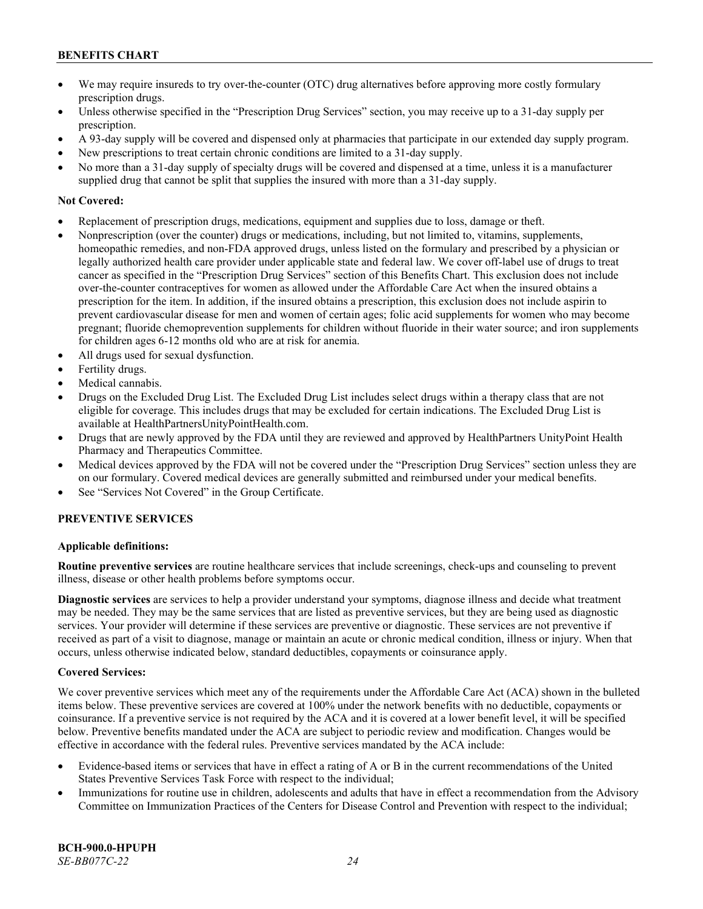- We may require insureds to try over-the-counter (OTC) drug alternatives before approving more costly formulary prescription drugs.
- Unless otherwise specified in the "Prescription Drug Services" section, you may receive up to a 31-day supply per prescription.
- A 93-day supply will be covered and dispensed only at pharmacies that participate in our extended day supply program.
- New prescriptions to treat certain chronic conditions are limited to a 31-day supply.
- No more than a 31-day supply of specialty drugs will be covered and dispensed at a time, unless it is a manufacturer supplied drug that cannot be split that supplies the insured with more than a 31-day supply.

**Not Covered:**

- Replacement of prescription drugs, medications, equipment and supplies due to loss, damage or theft.
- Nonprescription (over the counter) drugs or medications, including, but not limited to, vitamins, supplements, homeopathic remedies, and non-FDA approved drugs, unless listed on the formulary and prescribed by a physician or legally authorized health care provider under applicable state and federal law. We cover off-label use of drugs to treat cancer as specified in the "Prescription Drug Services" section of this Benefits Chart. This exclusion does not include over-the-counter contraceptives for women as allowed under the Affordable Care Act when the insured obtains a prescription for the item. In addition, if the insured obtains a prescription, this exclusion does not include aspirin to prevent cardiovascular disease for men and women of certain ages; folic acid supplements for women who may become pregnant; fluoride chemoprevention supplements for children without fluoride in their water source; and iron supplements for children ages 6-12 months old who are at risk for anemia.
- All drugs used for sexual dysfunction.
- Fertility drugs.
- Medical cannabis.
- Drugs on the Excluded Drug List. The Excluded Drug List includes select drugs within a therapy class that are not eligible for coverage. This includes drugs that may be excluded for certain indications. The Excluded Drug List is available at HealthPartnersUnityPointHealth.com.
- Drugs that are newly approved by the FDA until they are reviewed and approved by HealthPartners UnityPoint Health Pharmacy and Therapeutics Committee.
- Medical devices approved by the FDA will not be covered under the "Prescription Drug Services" section unless they are on our formulary. Covered medical devices are generally submitted and reimbursed under your medical benefits.
- See "Services Not Covered" in the Group Certificate.

## PREVENTIVE SERVICES

**Applicable definitions:**

**Routine preventive services** are routine healthcare services that include screenings, check-ups and counseling to prevent illness, disease or other health problems before symptoms occur.

**Diagnostic services** are services to help a provider understand your symptoms, diagnose illness and decide what treatment may be needed. They may be the same services that are listed as preventive services, but they are being used as diagnostic services. Your provider will determine if these services are preventive or diagnostic. These services are not preventive if received as part of a visit to diagnose, manage or maintain an acute or chronic medical condition, illness or injury. When that occurs, unless otherwise indicated below, standard deductibles, copayments or coinsurance apply.

**Covered Services:**

We cover preventive services which meet any of the requirements under the Affordable Care Act (ACA) shown in the bulleted items below. These preventive services are covered at 100% under the network benefits with no deductible, copayments or coinsurance. If a preventive service is not required by the ACA and it is covered at a lower benefit level, it will be specified below. Preventive benefits mandated under the ACA are subject to periodic review and modification. Changes would be effective in accordance with the federal rules. Preventive services mandated by the ACA include:

- Evidence-based items or services that have in effect a rating of A or B in the current recommendations of the United States Preventive Services Task Force with respect to the individual;
- Immunizations for routine use in children, adolescents and adults that have in effect a recommendation from the Advisory Committee on Immunization Practices of the Centers for Disease Control and Prevention with respect to the individual;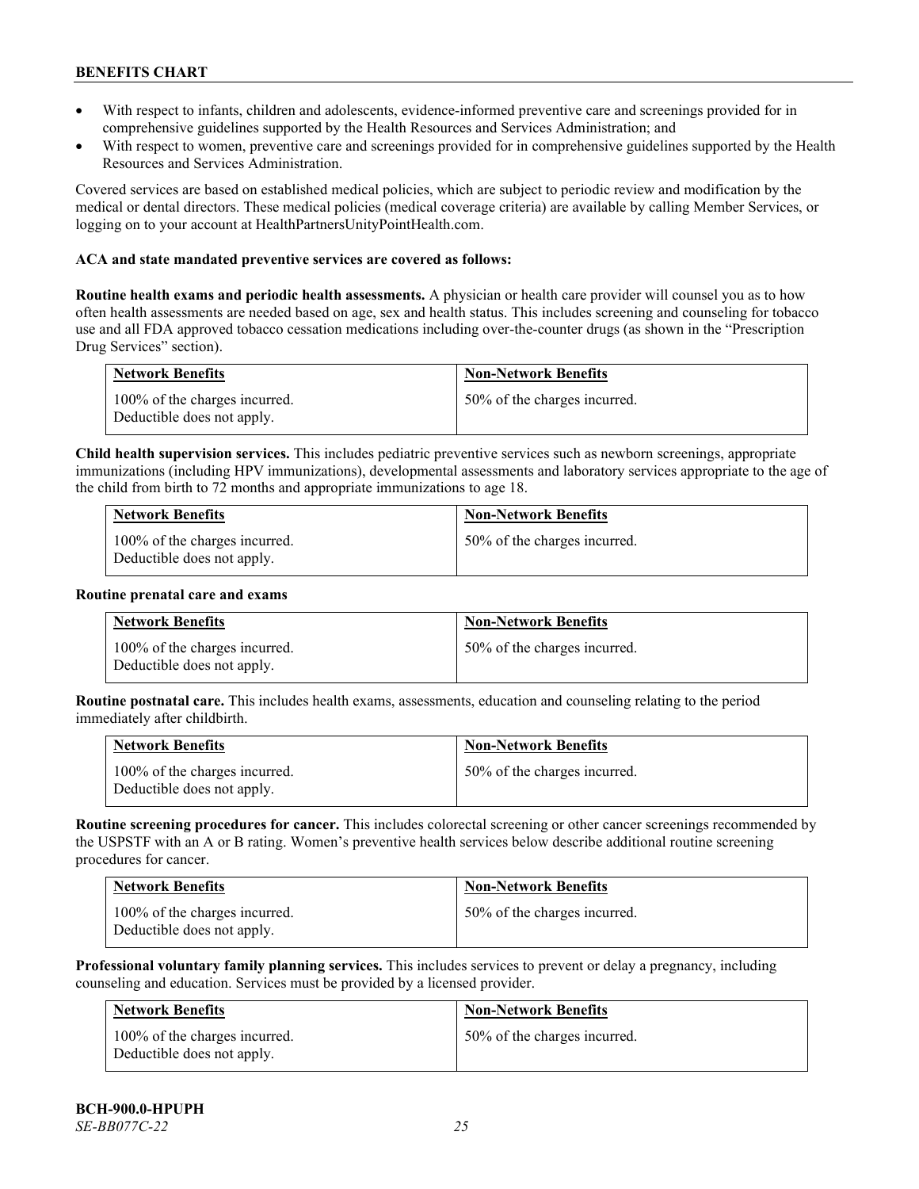- With respect to infants, children and adolescents, evidence-informed preventive care and screenings provided for in comprehensive guidelines supported by the Health Resources and Services Administration; and
- With respect to women, preventive care and screenings provided for in comprehensive guidelines supported by the Health Resources and Services Administration.

Covered services are based on established medical policies, which are subject to periodic review and modification by the medical or dental directors. These medical policies (medical coverage criteria) are available by calling Member Services, or logging on to your account at HealthPartnersUnityPointHealth.com.

**ACA and state mandated preventive services are covered as follows:**

**Routine health exams and periodic health assessments.** A physician or health care provider will counsel you as to how often health assessments are needed based on age, sex and health status. This includes screening and counseling for tobacco use and all FDA approved tobacco cessation medications including over-the-counter drugs (as shown in the "Prescription Drug Services" section).

| Network Benefits | Non-Network Benefits |
|---|---|
| 100% of the charges incurred. Deductible does not apply. | 50% of the charges incurred. |

**Child health supervision services.** This includes pediatric preventive services such as newborn screenings, appropriate immunizations (including HPV immunizations), developmental assessments and laboratory services appropriate to the age of the child from birth to 72 months and appropriate immunizations to age 18.

| Network Benefits | Non-Network Benefits |
|---|---|
| 100% of the charges incurred. Deductible does not apply. | 50% of the charges incurred. |

**Routine prenatal care and exams**

| Network Benefits | Non-Network Benefits |
|---|---|
| 100% of the charges incurred. Deductible does not apply. | 50% of the charges incurred. |

**Routine postnatal care.** This includes health exams, assessments, education and counseling relating to the period immediately after childbirth.

| Network Benefits | Non-Network Benefits |
|---|---|
| 100% of the charges incurred. Deductible does not apply. | 50% of the charges incurred. |

**Routine screening procedures for cancer.** This includes colorectal screening or other cancer screenings recommended by the USPSTF with an A or B rating. Women's preventive health services below describe additional routine screening procedures for cancer.

| Network Benefits | Non-Network Benefits |
|---|---|
| 100% of the charges incurred. Deductible does not apply. | 50% of the charges incurred. |

**Professional voluntary family planning services.** This includes services to prevent or delay a pregnancy, including counseling and education. Services must be provided by a licensed provider.

| Network Benefits | Non-Network Benefits |
|---|---|
| 100% of the charges incurred. Deductible does not apply. | 50% of the charges incurred. |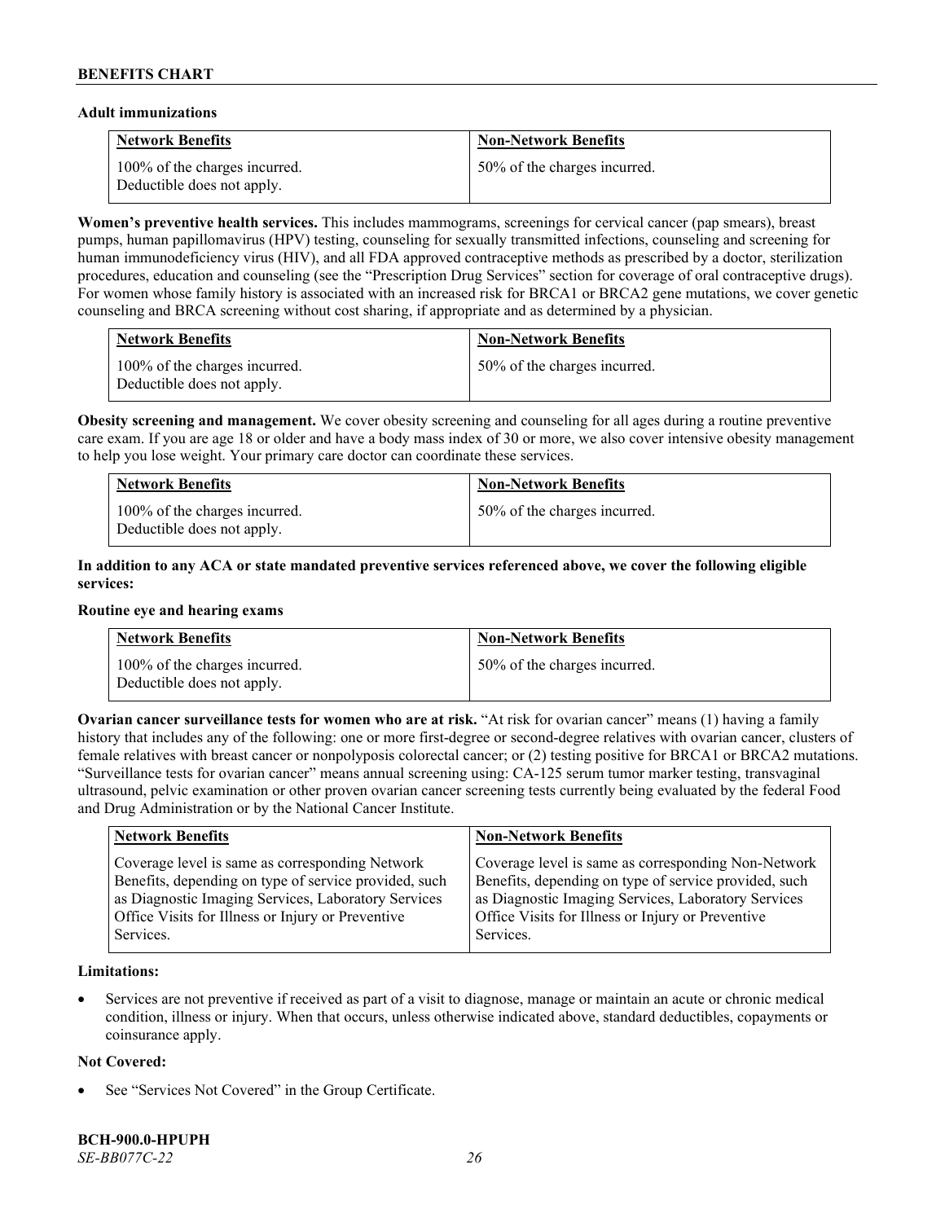**Adult immunizations**

| Network Benefits | Non-Network Benefits |
|---|---|
| 100% of the charges incurred. Deductible does not apply. | 50% of the charges incurred. |

**Women's preventive health services.** This includes mammograms, screenings for cervical cancer (pap smears), breast pumps, human papillomavirus (HPV) testing, counseling for sexually transmitted infections, counseling and screening for human immunodeficiency virus (HIV), and all FDA approved contraceptive methods as prescribed by a doctor, sterilization procedures, education and counseling (see the "Prescription Drug Services" section for coverage of oral contraceptive drugs). For women whose family history is associated with an increased risk for BRCA1 or BRCA2 gene mutations, we cover genetic counseling and BRCA screening without cost sharing, if appropriate and as determined by a physician.

| Network Benefits | Non-Network Benefits |
|---|---|
| 100% of the charges incurred. Deductible does not apply. | 50% of the charges incurred. |

**Obesity screening and management.** We cover obesity screening and counseling for all ages during a routine preventive care exam. If you are age 18 or older and have a body mass index of 30 or more, we also cover intensive obesity management to help you lose weight. Your primary care doctor can coordinate these services.

| Network Benefits | Non-Network Benefits |
|---|---|
| 100% of the charges incurred. Deductible does not apply. | 50% of the charges incurred. |

**In addition to any ACA or state mandated preventive services referenced above, we cover the following eligible services:**

**Routine eye and hearing exams**

| Network Benefits | Non-Network Benefits |
|---|---|
| 100% of the charges incurred. Deductible does not apply. | 50% of the charges incurred. |

**Ovarian cancer surveillance tests for women who are at risk.** "At risk for ovarian cancer" means (1) having a family history that includes any of the following: one or more first-degree or second-degree relatives with ovarian cancer, clusters of female relatives with breast cancer or nonpolyposis colorectal cancer; or (2) testing positive for BRCA1 or BRCA2 mutations. "Surveillance tests for ovarian cancer" means annual screening using: CA-125 serum tumor marker testing, transvaginal ultrasound, pelvic examination or other proven ovarian cancer screening tests currently being evaluated by the federal Food and Drug Administration or by the National Cancer Institute.

| Network Benefits | Non-Network Benefits |
|---|---|
| Coverage level is same as corresponding Network Benefits, depending on type of service provided, such as Diagnostic Imaging Services, Laboratory Services Office Visits for Illness or Injury or Preventive Services. | Coverage level is same as corresponding Non-Network Benefits, depending on type of service provided, such as Diagnostic Imaging Services, Laboratory Services Office Visits for Illness or Injury or Preventive Services. |

**Limitations:**

- Services are not preventive if received as part of a visit to diagnose, manage or maintain an acute or chronic medical condition, illness or injury. When that occurs, unless otherwise indicated above, standard deductibles, copayments or coinsurance apply.

**Not Covered:**

- See "Services Not Covered" in the Group Certificate.

**BCH-900.0-HPUPH**
*SE-BB077C-22*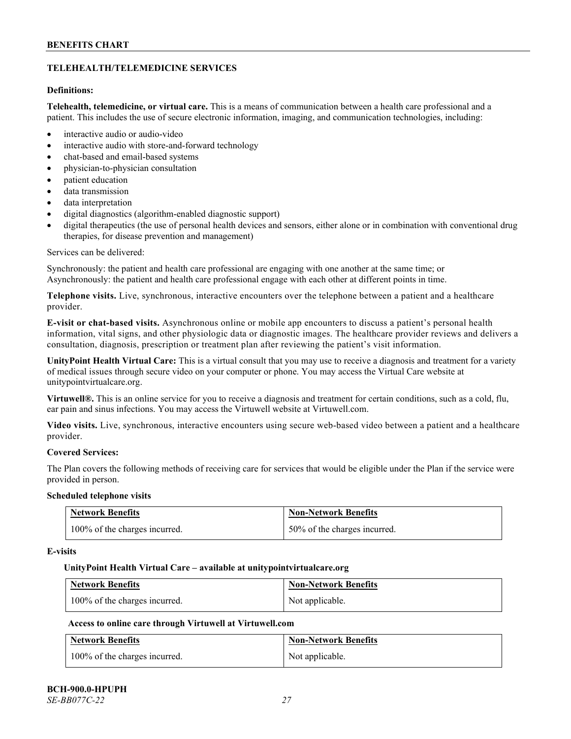## TELEHEALTH/TELEMEDICINE SERVICES

**Definitions:**

**Telehealth, telemedicine, or virtual care.** This is a means of communication between a health care professional and a patient. This includes the use of secure electronic information, imaging, and communication technologies, including:

- interactive audio or audio-video
- interactive audio with store-and-forward technology
- chat-based and email-based systems
- physician-to-physician consultation
- patient education
- data transmission
- data interpretation
- digital diagnostics (algorithm-enabled diagnostic support)
- digital therapeutics (the use of personal health devices and sensors, either alone or in combination with conventional drug therapies, for disease prevention and management)

Services can be delivered:

Synchronously: the patient and health care professional are engaging with one another at the same time; or
Asynchronously: the patient and health care professional engage with each other at different points in time.

**Telephone visits.** Live, synchronous, interactive encounters over the telephone between a patient and a healthcare provider.

**E-visit or chat-based visits.** Asynchronous online or mobile app encounters to discuss a patient's personal health information, vital signs, and other physiologic data or diagnostic images. The healthcare provider reviews and delivers a consultation, diagnosis, prescription or treatment plan after reviewing the patient's visit information.

**UnityPoint Health Virtual Care:** This is a virtual consult that you may use to receive a diagnosis and treatment for a variety of medical issues through secure video on your computer or phone. You may access the Virtual Care website at unitypointvirtualcare.org.

**Virtuwell®.** This is an online service for you to receive a diagnosis and treatment for certain conditions, such as a cold, flu, ear pain and sinus infections. You may access the Virtuwell website at Virtuwell.com.

**Video visits.** Live, synchronous, interactive encounters using secure web-based video between a patient and a healthcare provider.

**Covered Services:**

The Plan covers the following methods of receiving care for services that would be eligible under the Plan if the service were provided in person.

**Scheduled telephone visits**

| Network Benefits | Non-Network Benefits |
| --- | --- |
| 100% of the charges incurred. | 50% of the charges incurred. |

**E-visits**

**UnityPoint Health Virtual Care – available at unitypointvirtualcare.org**

| Network Benefits | Non-Network Benefits |
| --- | --- |
| 100% of the charges incurred. | Not applicable. |

**Access to online care through Virtuwell at Virtuwell.com**

| Network Benefits | Non-Network Benefits |
| --- | --- |
| 100% of the charges incurred. | Not applicable. |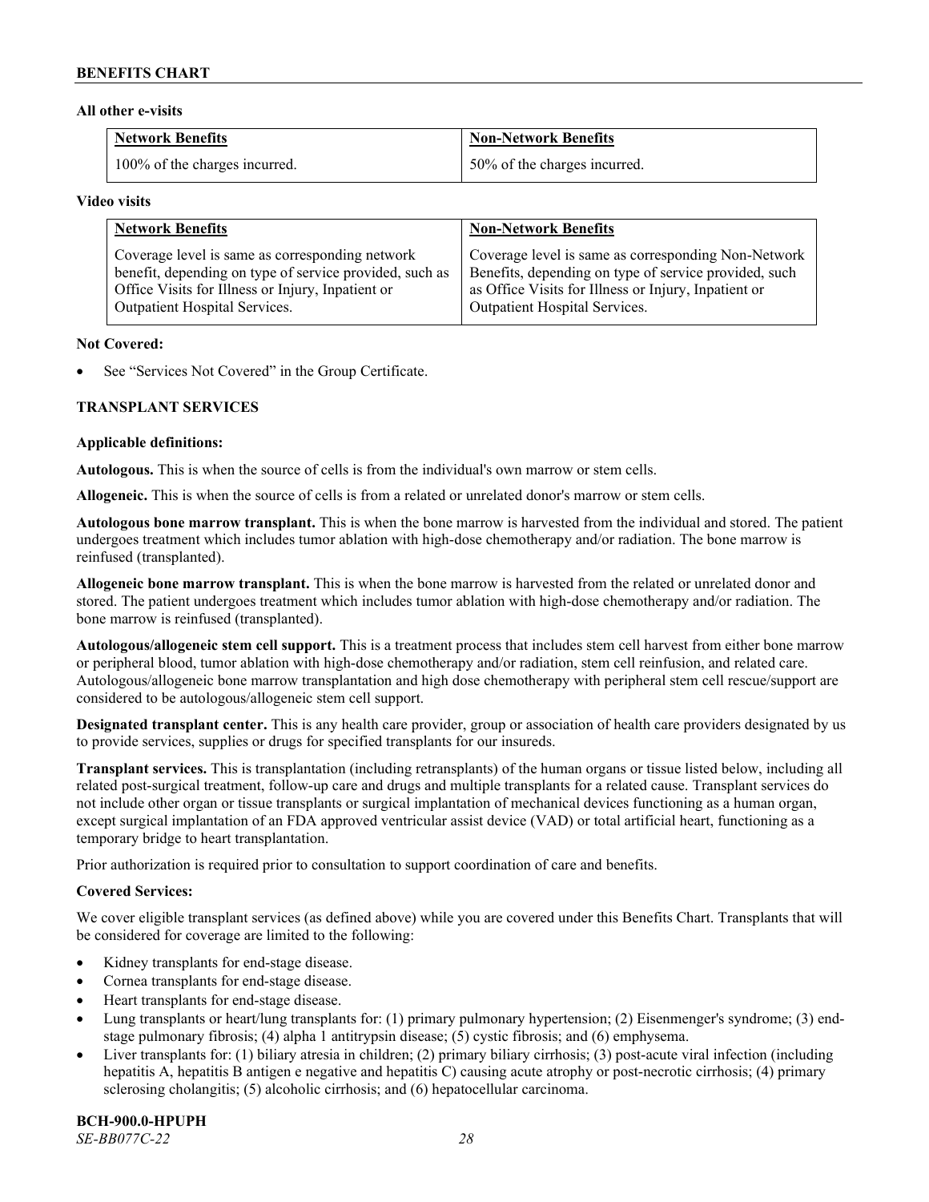**All other e-visits**

| Network Benefits | Non-Network Benefits |
|---|---|
| 100% of the charges incurred. | 50% of the charges incurred. |

**Video visits**

| Network Benefits | Non-Network Benefits |
|---|---|
| Coverage level is same as corresponding network benefit, depending on type of service provided, such as Office Visits for Illness or Injury, Inpatient or Outpatient Hospital Services. | Coverage level is same as corresponding Non-Network Benefits, depending on type of service provided, such as Office Visits for Illness or Injury, Inpatient or Outpatient Hospital Services. |

**Not Covered:**

- See "Services Not Covered" in the Group Certificate.

**TRANSPLANT SERVICES**

**Applicable definitions:**

**Autologous.** This is when the source of cells is from the individual's own marrow or stem cells.

**Allogeneic.** This is when the source of cells is from a related or unrelated donor's marrow or stem cells.

**Autologous bone marrow transplant.** This is when the bone marrow is harvested from the individual and stored. The patient undergoes treatment which includes tumor ablation with high-dose chemotherapy and/or radiation. The bone marrow is reinfused (transplanted).

**Allogeneic bone marrow transplant.** This is when the bone marrow is harvested from the related or unrelated donor and stored. The patient undergoes treatment which includes tumor ablation with high-dose chemotherapy and/or radiation. The bone marrow is reinfused (transplanted).

**Autologous/allogeneic stem cell support.** This is a treatment process that includes stem cell harvest from either bone marrow or peripheral blood, tumor ablation with high-dose chemotherapy and/or radiation, stem cell reinfusion, and related care. Autologous/allogeneic bone marrow transplantation and high dose chemotherapy with peripheral stem cell rescue/support are considered to be autologous/allogeneic stem cell support.

**Designated transplant center.** This is any health care provider, group or association of health care providers designated by us to provide services, supplies or drugs for specified transplants for our insureds.

**Transplant services.** This is transplantation (including retransplants) of the human organs or tissue listed below, including all related post-surgical treatment, follow-up care and drugs and multiple transplants for a related cause. Transplant services do not include other organ or tissue transplants or surgical implantation of mechanical devices functioning as a human organ, except surgical implantation of an FDA approved ventricular assist device (VAD) or total artificial heart, functioning as a temporary bridge to heart transplantation.

Prior authorization is required prior to consultation to support coordination of care and benefits.

**Covered Services:**

We cover eligible transplant services (as defined above) while you are covered under this Benefits Chart. Transplants that will be considered for coverage are limited to the following:

- Kidney transplants for end-stage disease.
- Cornea transplants for end-stage disease.
- Heart transplants for end-stage disease.
- Lung transplants or heart/lung transplants for: (1) primary pulmonary hypertension; (2) Eisenmenger's syndrome; (3) end-stage pulmonary fibrosis; (4) alpha 1 antitrypsin disease; (5) cystic fibrosis; and (6) emphysema.
- Liver transplants for: (1) biliary atresia in children; (2) primary biliary cirrhosis; (3) post-acute viral infection (including hepatitis A, hepatitis B antigen e negative and hepatitis C) causing acute atrophy or post-necrotic cirrhosis; (4) primary sclerosing cholangitis; (5) alcoholic cirrhosis; and (6) hepatocellular carcinoma.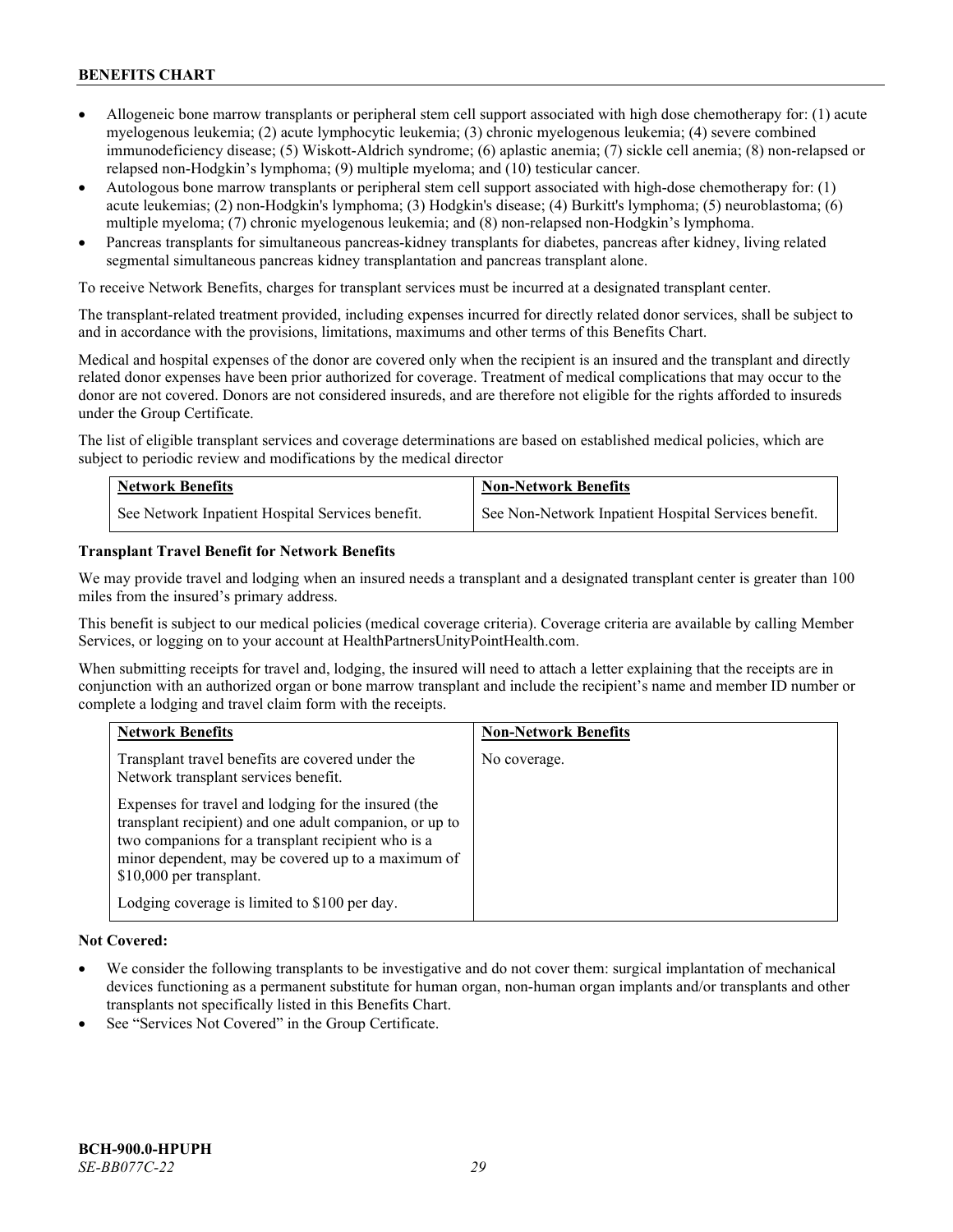- Allogeneic bone marrow transplants or peripheral stem cell support associated with high dose chemotherapy for: (1) acute myelogenous leukemia; (2) acute lymphocytic leukemia; (3) chronic myelogenous leukemia; (4) severe combined immunodeficiency disease; (5) Wiskott-Aldrich syndrome; (6) aplastic anemia; (7) sickle cell anemia; (8) non-relapsed or relapsed non-Hodgkin's lymphoma; (9) multiple myeloma; and (10) testicular cancer.
- Autologous bone marrow transplants or peripheral stem cell support associated with high-dose chemotherapy for: (1) acute leukemias; (2) non-Hodgkin's lymphoma; (3) Hodgkin's disease; (4) Burkitt's lymphoma; (5) neuroblastoma; (6) multiple myeloma; (7) chronic myelogenous leukemia; and (8) non-relapsed non-Hodgkin's lymphoma.
- Pancreas transplants for simultaneous pancreas-kidney transplants for diabetes, pancreas after kidney, living related segmental simultaneous pancreas kidney transplantation and pancreas transplant alone.

To receive Network Benefits, charges for transplant services must be incurred at a designated transplant center.

The transplant-related treatment provided, including expenses incurred for directly related donor services, shall be subject to and in accordance with the provisions, limitations, maximums and other terms of this Benefits Chart.

Medical and hospital expenses of the donor are covered only when the recipient is an insured and the transplant and directly related donor expenses have been prior authorized for coverage. Treatment of medical complications that may occur to the donor are not covered. Donors are not considered insureds, and are therefore not eligible for the rights afforded to insureds under the Group Certificate.

The list of eligible transplant services and coverage determinations are based on established medical policies, which are subject to periodic review and modifications by the medical director

| Network Benefits | Non-Network Benefits |
|---|---|
| See Network Inpatient Hospital Services benefit. | See Non-Network Inpatient Hospital Services benefit. |

**Transplant Travel Benefit for Network Benefits**

We may provide travel and lodging when an insured needs a transplant and a designated transplant center is greater than 100 miles from the insured's primary address.

This benefit is subject to our medical policies (medical coverage criteria). Coverage criteria are available by calling Member Services, or logging on to your account at HealthPartnersUnityPointHealth.com.

When submitting receipts for travel and, lodging, the insured will need to attach a letter explaining that the receipts are in conjunction with an authorized organ or bone marrow transplant and include the recipient's name and member ID number or complete a lodging and travel claim form with the receipts.

| Network Benefits | Non-Network Benefits |
|---|---|
| Transplant travel benefits are covered under the Network transplant services benefit.<br><br>Expenses for travel and lodging for the insured (the transplant recipient) and one adult companion, or up to two companions for a transplant recipient who is a minor dependent, may be covered up to a maximum of $10,000 per transplant.<br><br>Lodging coverage is limited to $100 per day. | No coverage. |

**Not Covered:**

- We consider the following transplants to be investigative and do not cover them: surgical implantation of mechanical devices functioning as a permanent substitute for human organ, non-human organ implants and/or transplants and other transplants not specifically listed in this Benefits Chart.
- See "Services Not Covered" in the Group Certificate.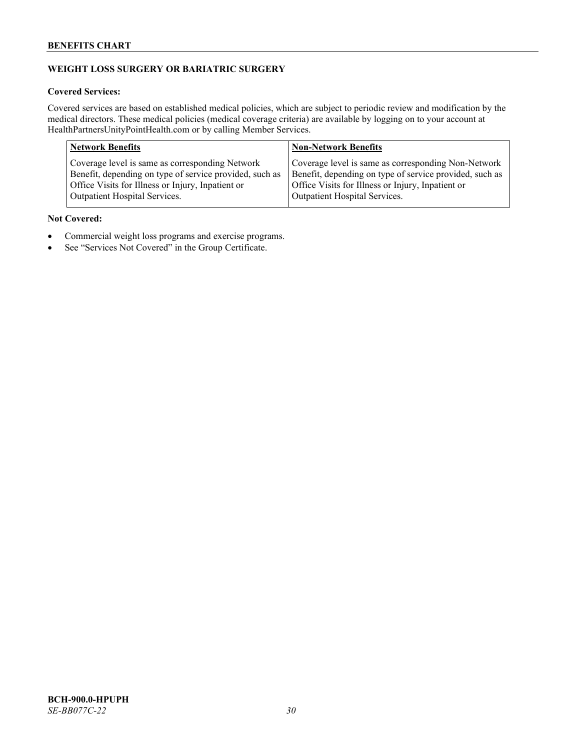## WEIGHT LOSS SURGERY OR BARIATRIC SURGERY

**Covered Services:**

Covered services are based on established medical policies, which are subject to periodic review and modification by the medical directors. These medical policies (medical coverage criteria) are available by logging on to your account at HealthPartnersUnityPointHealth.com or by calling Member Services.

| Network Benefits | Non-Network Benefits |
|---|---|
| Coverage level is same as corresponding Network Benefit, depending on type of service provided, such as Office Visits for Illness or Injury, Inpatient or Outpatient Hospital Services. | Coverage level is same as corresponding Non-Network Benefit, depending on type of service provided, such as Office Visits for Illness or Injury, Inpatient or Outpatient Hospital Services. |

**Not Covered:**

- Commercial weight loss programs and exercise programs.
- See "Services Not Covered" in the Group Certificate.